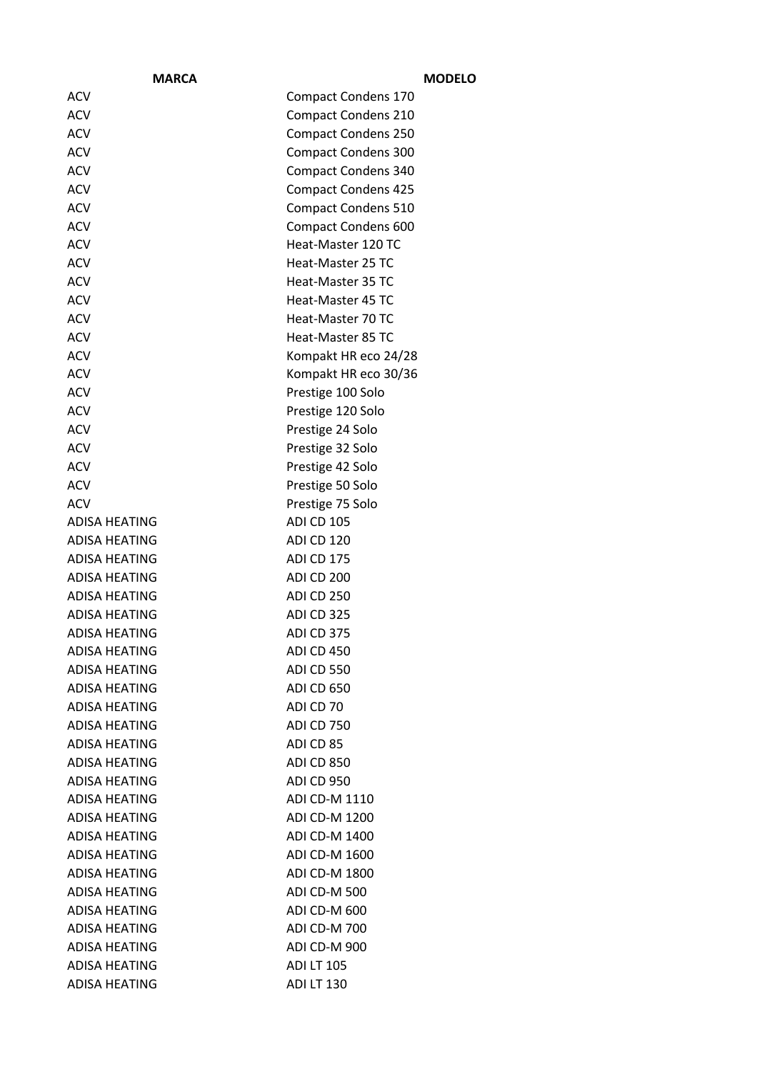| MARCA | MODELO |
|---|---|
| ACV | Compact Condens 170 |
| ACV | Compact Condens 210 |
| ACV | Compact Condens 250 |
| ACV | Compact Condens 300 |
| ACV | Compact Condens 340 |
| ACV | Compact Condens 425 |
| ACV | Compact Condens 510 |
| ACV | Compact Condens 600 |
| ACV | Heat-Master 120 TC |
| ACV | Heat-Master 25 TC |
| ACV | Heat-Master 35 TC |
| ACV | Heat-Master 45 TC |
| ACV | Heat-Master 70 TC |
| ACV | Heat-Master 85 TC |
| ACV | Kompakt HR eco 24/28 |
| ACV | Kompakt HR eco 30/36 |
| ACV | Prestige 100 Solo |
| ACV | Prestige 120 Solo |
| ACV | Prestige 24 Solo |
| ACV | Prestige 32 Solo |
| ACV | Prestige 42 Solo |
| ACV | Prestige 50 Solo |
| ACV | Prestige 75 Solo |
| ADISA HEATING | ADI CD 105 |
| ADISA HEATING | ADI CD 120 |
| ADISA HEATING | ADI CD 175 |
| ADISA HEATING | ADI CD 200 |
| ADISA HEATING | ADI CD 250 |
| ADISA HEATING | ADI CD 325 |
| ADISA HEATING | ADI CD 375 |
| ADISA HEATING | ADI CD 450 |
| ADISA HEATING | ADI CD 550 |
| ADISA HEATING | ADI CD 650 |
| ADISA HEATING | ADI CD 70 |
| ADISA HEATING | ADI CD 750 |
| ADISA HEATING | ADI CD 85 |
| ADISA HEATING | ADI CD 850 |
| ADISA HEATING | ADI CD 950 |
| ADISA HEATING | ADI CD-M 1110 |
| ADISA HEATING | ADI CD-M 1200 |
| ADISA HEATING | ADI CD-M 1400 |
| ADISA HEATING | ADI CD-M 1600 |
| ADISA HEATING | ADI CD-M 1800 |
| ADISA HEATING | ADI CD-M 500 |
| ADISA HEATING | ADI CD-M 600 |
| ADISA HEATING | ADI CD-M 700 |
| ADISA HEATING | ADI CD-M 900 |
| ADISA HEATING | ADI LT 105 |
| ADISA HEATING | ADI LT 130 |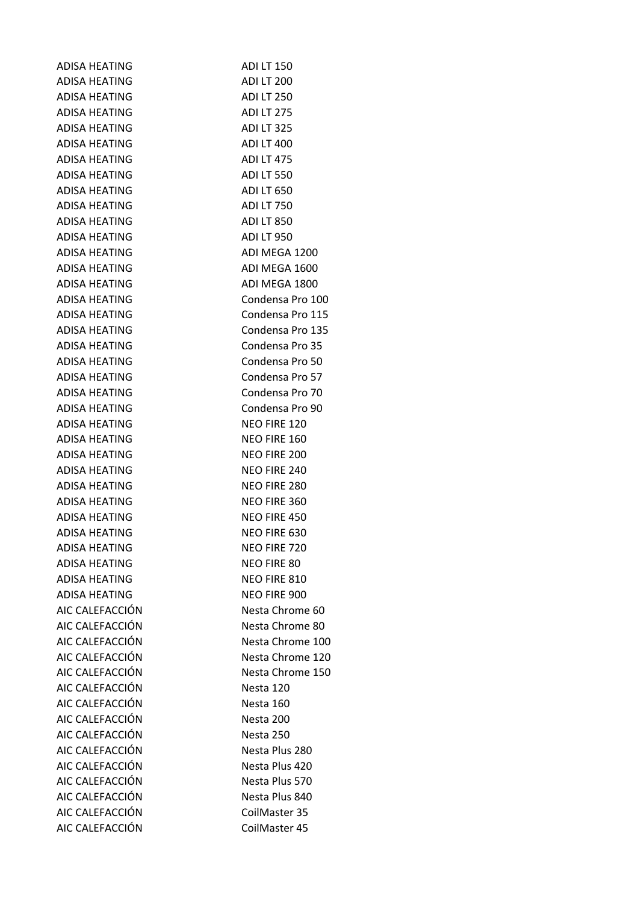| | |
|---|---|
| ADISA HEATING | ADI LT 150 |
| ADISA HEATING | ADI LT 200 |
| ADISA HEATING | ADI LT 250 |
| ADISA HEATING | ADI LT 275 |
| ADISA HEATING | ADI LT 325 |
| ADISA HEATING | ADI LT 400 |
| ADISA HEATING | ADI LT 475 |
| ADISA HEATING | ADI LT 550 |
| ADISA HEATING | ADI LT 650 |
| ADISA HEATING | ADI LT 750 |
| ADISA HEATING | ADI LT 850 |
| ADISA HEATING | ADI LT 950 |
| ADISA HEATING | ADI MEGA 1200 |
| ADISA HEATING | ADI MEGA 1600 |
| ADISA HEATING | ADI MEGA 1800 |
| ADISA HEATING | Condensa Pro 100 |
| ADISA HEATING | Condensa Pro 115 |
| ADISA HEATING | Condensa Pro 135 |
| ADISA HEATING | Condensa Pro 35 |
| ADISA HEATING | Condensa Pro 50 |
| ADISA HEATING | Condensa Pro 57 |
| ADISA HEATING | Condensa Pro 70 |
| ADISA HEATING | Condensa Pro 90 |
| ADISA HEATING | NEO FIRE 120 |
| ADISA HEATING | NEO FIRE 160 |
| ADISA HEATING | NEO FIRE 200 |
| ADISA HEATING | NEO FIRE 240 |
| ADISA HEATING | NEO FIRE 280 |
| ADISA HEATING | NEO FIRE 360 |
| ADISA HEATING | NEO FIRE 450 |
| ADISA HEATING | NEO FIRE 630 |
| ADISA HEATING | NEO FIRE 720 |
| ADISA HEATING | NEO FIRE 80 |
| ADISA HEATING | NEO FIRE 810 |
| ADISA HEATING | NEO FIRE 900 |
| AIC CALEFACCIÓN | Nesta Chrome 60 |
| AIC CALEFACCIÓN | Nesta Chrome 80 |
| AIC CALEFACCIÓN | Nesta Chrome 100 |
| AIC CALEFACCIÓN | Nesta Chrome 120 |
| AIC CALEFACCIÓN | Nesta Chrome 150 |
| AIC CALEFACCIÓN | Nesta 120 |
| AIC CALEFACCIÓN | Nesta 160 |
| AIC CALEFACCIÓN | Nesta 200 |
| AIC CALEFACCIÓN | Nesta 250 |
| AIC CALEFACCIÓN | Nesta Plus 280 |
| AIC CALEFACCIÓN | Nesta Plus 420 |
| AIC CALEFACCIÓN | Nesta Plus 570 |
| AIC CALEFACCIÓN | Nesta Plus 840 |
| AIC CALEFACCIÓN | CoilMaster 35 |
| AIC CALEFACCIÓN | CoilMaster 45 |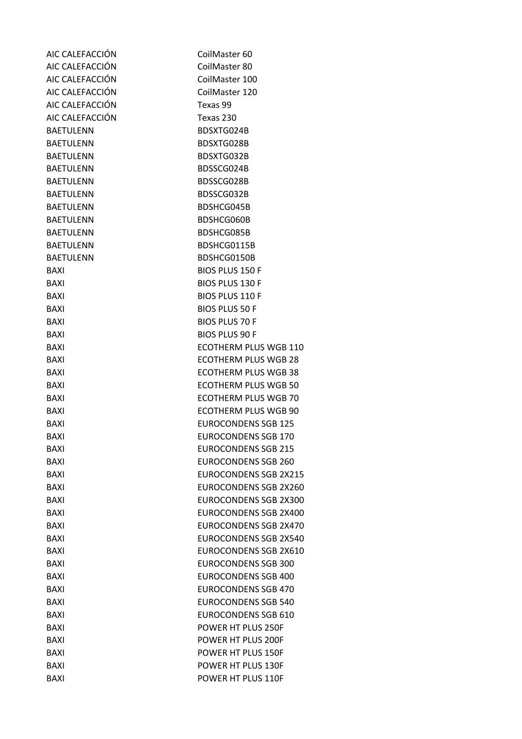| | |
|---|---|
| AIC CALEFACCIÓN | CoilMaster 60 |
| AIC CALEFACCIÓN | CoilMaster 80 |
| AIC CALEFACCIÓN | CoilMaster 100 |
| AIC CALEFACCIÓN | CoilMaster 120 |
| AIC CALEFACCIÓN | Texas 99 |
| AIC CALEFACCIÓN | Texas 230 |
| BAETULENN | BDSXTG024B |
| BAETULENN | BDSXTG028B |
| BAETULENN | BDSXTG032B |
| BAETULENN | BDSSCG024B |
| BAETULENN | BDSSCG028B |
| BAETULENN | BDSSCG032B |
| BAETULENN | BDSHCG045B |
| BAETULENN | BDSHCG060B |
| BAETULENN | BDSHCG085B |
| BAETULENN | BDSHCG0115B |
| BAETULENN | BDSHCG0150B |
| BAXI | BIOS PLUS 150 F |
| BAXI | BIOS PLUS 130 F |
| BAXI | BIOS PLUS 110 F |
| BAXI | BIOS PLUS 50 F |
| BAXI | BIOS PLUS 70 F |
| BAXI | BIOS PLUS 90 F |
| BAXI | ECOTHERM PLUS WGB 110 |
| BAXI | ECOTHERM PLUS WGB 28 |
| BAXI | ECOTHERM PLUS WGB 38 |
| BAXI | ECOTHERM PLUS WGB 50 |
| BAXI | ECOTHERM PLUS WGB 70 |
| BAXI | ECOTHERM PLUS WGB 90 |
| BAXI | EUROCONDENS SGB 125 |
| BAXI | EUROCONDENS SGB 170 |
| BAXI | EUROCONDENS SGB 215 |
| BAXI | EUROCONDENS SGB 260 |
| BAXI | EUROCONDENS SGB 2X215 |
| BAXI | EUROCONDENS SGB 2X260 |
| BAXI | EUROCONDENS SGB 2X300 |
| BAXI | EUROCONDENS SGB 2X400 |
| BAXI | EUROCONDENS SGB 2X470 |
| BAXI | EUROCONDENS SGB 2X540 |
| BAXI | EUROCONDENS SGB 2X610 |
| BAXI | EUROCONDENS SGB 300 |
| BAXI | EUROCONDENS SGB 400 |
| BAXI | EUROCONDENS SGB 470 |
| BAXI | EUROCONDENS SGB 540 |
| BAXI | EUROCONDENS SGB 610 |
| BAXI | POWER HT PLUS 250F |
| BAXI | POWER HT PLUS 200F |
| BAXI | POWER HT PLUS 150F |
| BAXI | POWER HT PLUS 130F |
| BAXI | POWER HT PLUS 110F |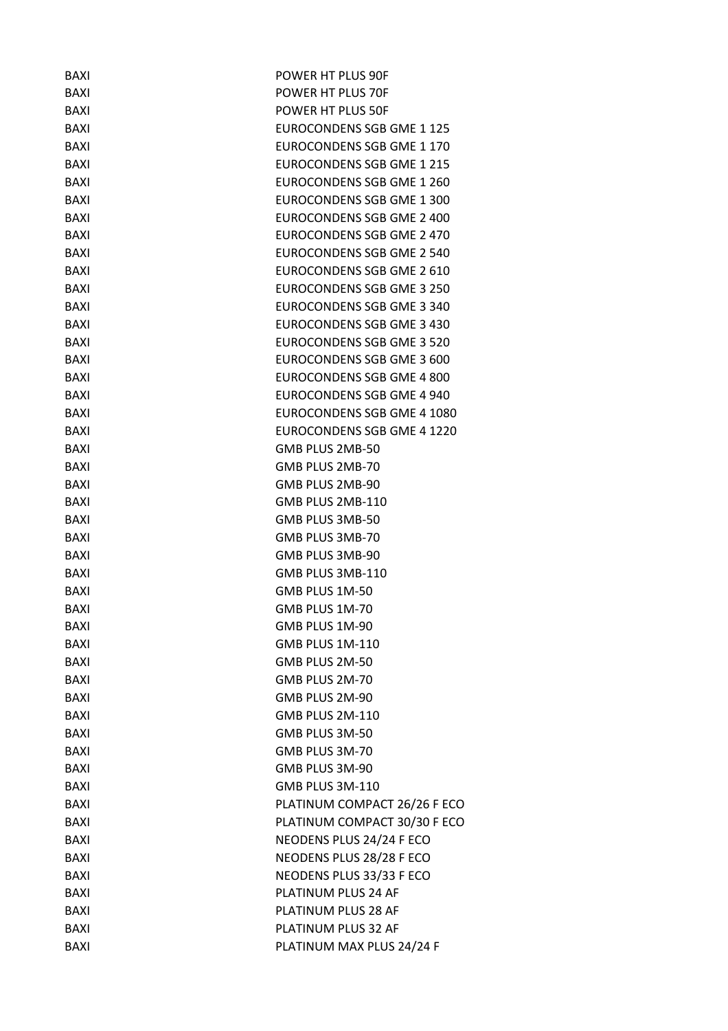| | |
|---|---|
| BAXI | POWER HT PLUS 90F |
| BAXI | POWER HT PLUS 70F |
| BAXI | POWER HT PLUS 50F |
| BAXI | EUROCONDENS SGB GME 1 125 |
| BAXI | EUROCONDENS SGB GME 1 170 |
| BAXI | EUROCONDENS SGB GME 1 215 |
| BAXI | EUROCONDENS SGB GME 1 260 |
| BAXI | EUROCONDENS SGB GME 1 300 |
| BAXI | EUROCONDENS SGB GME 2 400 |
| BAXI | EUROCONDENS SGB GME 2 470 |
| BAXI | EUROCONDENS SGB GME 2 540 |
| BAXI | EUROCONDENS SGB GME 2 610 |
| BAXI | EUROCONDENS SGB GME 3 250 |
| BAXI | EUROCONDENS SGB GME 3 340 |
| BAXI | EUROCONDENS SGB GME 3 430 |
| BAXI | EUROCONDENS SGB GME 3 520 |
| BAXI | EUROCONDENS SGB GME 3 600 |
| BAXI | EUROCONDENS SGB GME 4 800 |
| BAXI | EUROCONDENS SGB GME 4 940 |
| BAXI | EUROCONDENS SGB GME 4 1080 |
| BAXI | EUROCONDENS SGB GME 4 1220 |
| BAXI | GMB PLUS 2MB-50 |
| BAXI | GMB PLUS 2MB-70 |
| BAXI | GMB PLUS 2MB-90 |
| BAXI | GMB PLUS 2MB-110 |
| BAXI | GMB PLUS 3MB-50 |
| BAXI | GMB PLUS 3MB-70 |
| BAXI | GMB PLUS 3MB-90 |
| BAXI | GMB PLUS 3MB-110 |
| BAXI | GMB PLUS 1M-50 |
| BAXI | GMB PLUS 1M-70 |
| BAXI | GMB PLUS 1M-90 |
| BAXI | GMB PLUS 1M-110 |
| BAXI | GMB PLUS 2M-50 |
| BAXI | GMB PLUS 2M-70 |
| BAXI | GMB PLUS 2M-90 |
| BAXI | GMB PLUS 2M-110 |
| BAXI | GMB PLUS 3M-50 |
| BAXI | GMB PLUS 3M-70 |
| BAXI | GMB PLUS 3M-90 |
| BAXI | GMB PLUS 3M-110 |
| BAXI | PLATINUM COMPACT 26/26 F ECO |
| BAXI | PLATINUM COMPACT 30/30 F ECO |
| BAXI | NEODENS PLUS 24/24 F ECO |
| BAXI | NEODENS PLUS 28/28 F ECO |
| BAXI | NEODENS PLUS 33/33 F ECO |
| BAXI | PLATINUM PLUS 24 AF |
| BAXI | PLATINUM PLUS 28 AF |
| BAXI | PLATINUM PLUS 32 AF |
| BAXI | PLATINUM MAX PLUS 24/24 F |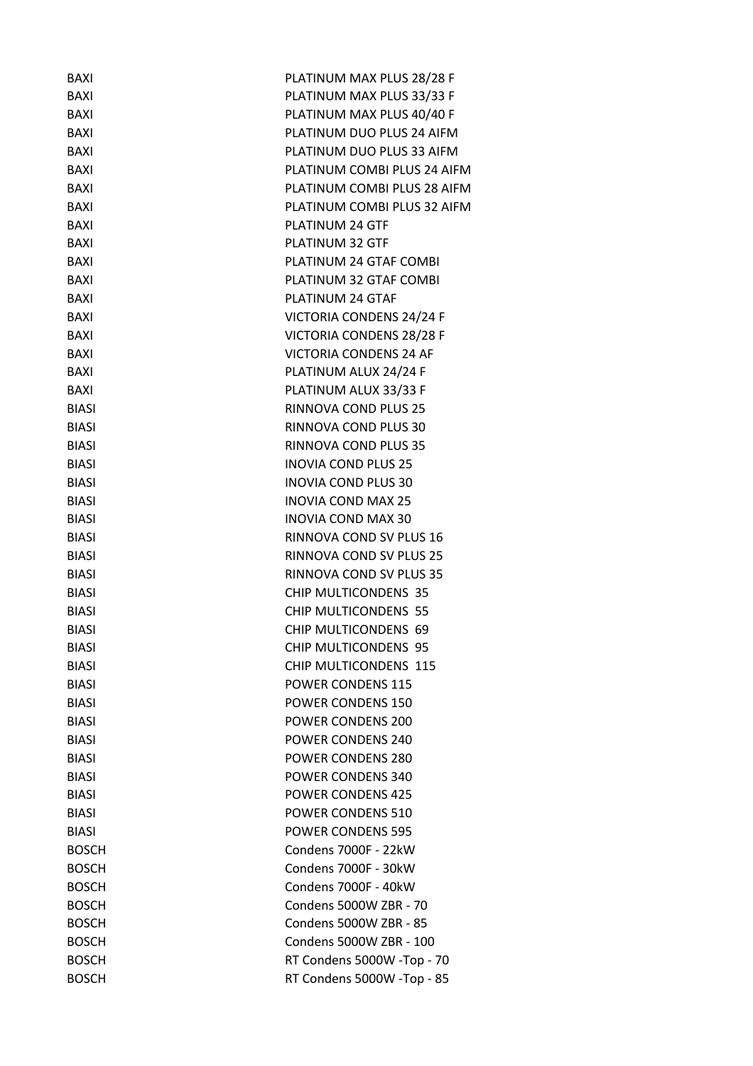| | |
|---|---|
| BAXI | PLATINUM MAX PLUS 28/28 F |
| BAXI | PLATINUM MAX PLUS 33/33 F |
| BAXI | PLATINUM MAX PLUS 40/40 F |
| BAXI | PLATINUM DUO PLUS 24 AIFM |
| BAXI | PLATINUM DUO PLUS 33 AIFM |
| BAXI | PLATINUM COMBI PLUS 24 AIFM |
| BAXI | PLATINUM COMBI PLUS 28 AIFM |
| BAXI | PLATINUM COMBI PLUS 32 AIFM |
| BAXI | PLATINUM 24 GTF |
| BAXI | PLATINUM 32 GTF |
| BAXI | PLATINUM 24 GTAF COMBI |
| BAXI | PLATINUM 32 GTAF COMBI |
| BAXI | PLATINUM 24 GTAF |
| BAXI | VICTORIA CONDENS 24/24 F |
| BAXI | VICTORIA CONDENS 28/28 F |
| BAXI | VICTORIA CONDENS 24 AF |
| BAXI | PLATINUM ALUX 24/24 F |
| BAXI | PLATINUM ALUX 33/33 F |
| BIASI | RINNOVA COND PLUS 25 |
| BIASI | RINNOVA COND PLUS 30 |
| BIASI | RINNOVA COND PLUS 35 |
| BIASI | INOVIA COND PLUS 25 |
| BIASI | INOVIA COND PLUS 30 |
| BIASI | INOVIA COND MAX 25 |
| BIASI | INOVIA COND MAX 30 |
| BIASI | RINNOVA COND SV PLUS 16 |
| BIASI | RINNOVA COND SV PLUS 25 |
| BIASI | RINNOVA COND SV PLUS 35 |
| BIASI | CHIP MULTICONDENS 35 |
| BIASI | CHIP MULTICONDENS 55 |
| BIASI | CHIP MULTICONDENS 69 |
| BIASI | CHIP MULTICONDENS 95 |
| BIASI | CHIP MULTICONDENS 115 |
| BIASI | POWER CONDENS 115 |
| BIASI | POWER CONDENS 150 |
| BIASI | POWER CONDENS 200 |
| BIASI | POWER CONDENS 240 |
| BIASI | POWER CONDENS 280 |
| BIASI | POWER CONDENS 340 |
| BIASI | POWER CONDENS 425 |
| BIASI | POWER CONDENS 510 |
| BIASI | POWER CONDENS 595 |
| BOSCH | Condens 7000F - 22kW |
| BOSCH | Condens 7000F - 30kW |
| BOSCH | Condens 7000F - 40kW |
| BOSCH | Condens 5000W ZBR - 70 |
| BOSCH | Condens 5000W ZBR - 85 |
| BOSCH | Condens 5000W ZBR - 100 |
| BOSCH | RT Condens 5000W -Top - 70 |
| BOSCH | RT Condens 5000W -Top - 85 |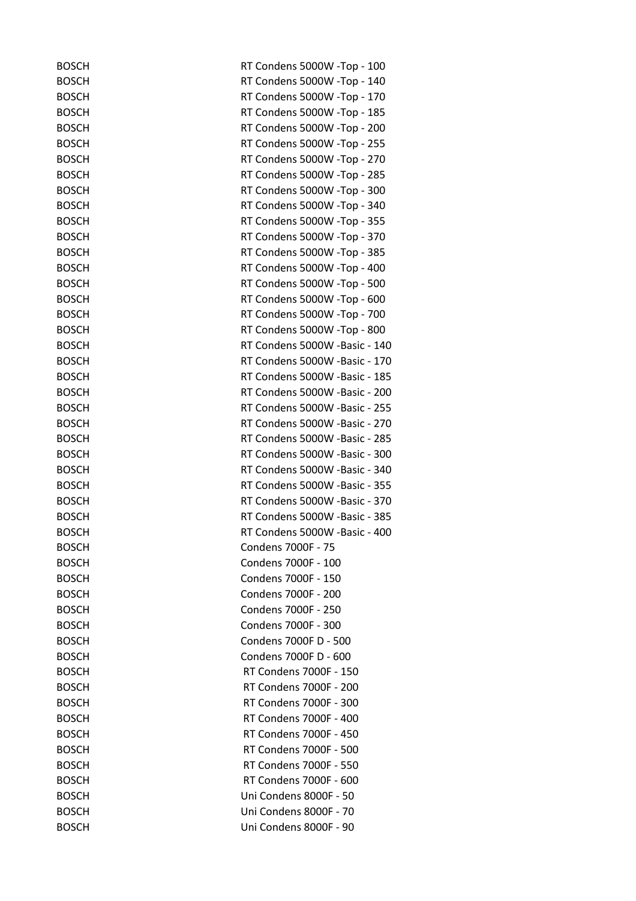| | |
|---|---|
| BOSCH | RT Condens 5000W -Top - 100 |
| BOSCH | RT Condens 5000W -Top - 140 |
| BOSCH | RT Condens 5000W -Top - 170 |
| BOSCH | RT Condens 5000W -Top - 185 |
| BOSCH | RT Condens 5000W -Top - 200 |
| BOSCH | RT Condens 5000W -Top - 255 |
| BOSCH | RT Condens 5000W -Top - 270 |
| BOSCH | RT Condens 5000W -Top - 285 |
| BOSCH | RT Condens 5000W -Top - 300 |
| BOSCH | RT Condens 5000W -Top - 340 |
| BOSCH | RT Condens 5000W -Top - 355 |
| BOSCH | RT Condens 5000W -Top - 370 |
| BOSCH | RT Condens 5000W -Top - 385 |
| BOSCH | RT Condens 5000W -Top - 400 |
| BOSCH | RT Condens 5000W -Top - 500 |
| BOSCH | RT Condens 5000W -Top - 600 |
| BOSCH | RT Condens 5000W -Top - 700 |
| BOSCH | RT Condens 5000W -Top - 800 |
| BOSCH | RT Condens 5000W -Basic - 140 |
| BOSCH | RT Condens 5000W -Basic - 170 |
| BOSCH | RT Condens 5000W -Basic - 185 |
| BOSCH | RT Condens 5000W -Basic - 200 |
| BOSCH | RT Condens 5000W -Basic - 255 |
| BOSCH | RT Condens 5000W -Basic - 270 |
| BOSCH | RT Condens 5000W -Basic - 285 |
| BOSCH | RT Condens 5000W -Basic - 300 |
| BOSCH | RT Condens 5000W -Basic - 340 |
| BOSCH | RT Condens 5000W -Basic - 355 |
| BOSCH | RT Condens 5000W -Basic - 370 |
| BOSCH | RT Condens 5000W -Basic - 385 |
| BOSCH | RT Condens 5000W -Basic - 400 |
| BOSCH | Condens 7000F - 75 |
| BOSCH | Condens 7000F - 100 |
| BOSCH | Condens 7000F - 150 |
| BOSCH | Condens 7000F - 200 |
| BOSCH | Condens 7000F - 250 |
| BOSCH | Condens 7000F - 300 |
| BOSCH | Condens 7000F D - 500 |
| BOSCH | Condens 7000F D - 600 |
| BOSCH | RT Condens 7000F - 150 |
| BOSCH | RT Condens 7000F - 200 |
| BOSCH | RT Condens 7000F - 300 |
| BOSCH | RT Condens 7000F - 400 |
| BOSCH | RT Condens 7000F - 450 |
| BOSCH | RT Condens 7000F - 500 |
| BOSCH | RT Condens 7000F - 550 |
| BOSCH | RT Condens 7000F - 600 |
| BOSCH | Uni Condens 8000F - 50 |
| BOSCH | Uni Condens 8000F - 70 |
| BOSCH | Uni Condens 8000F - 90 |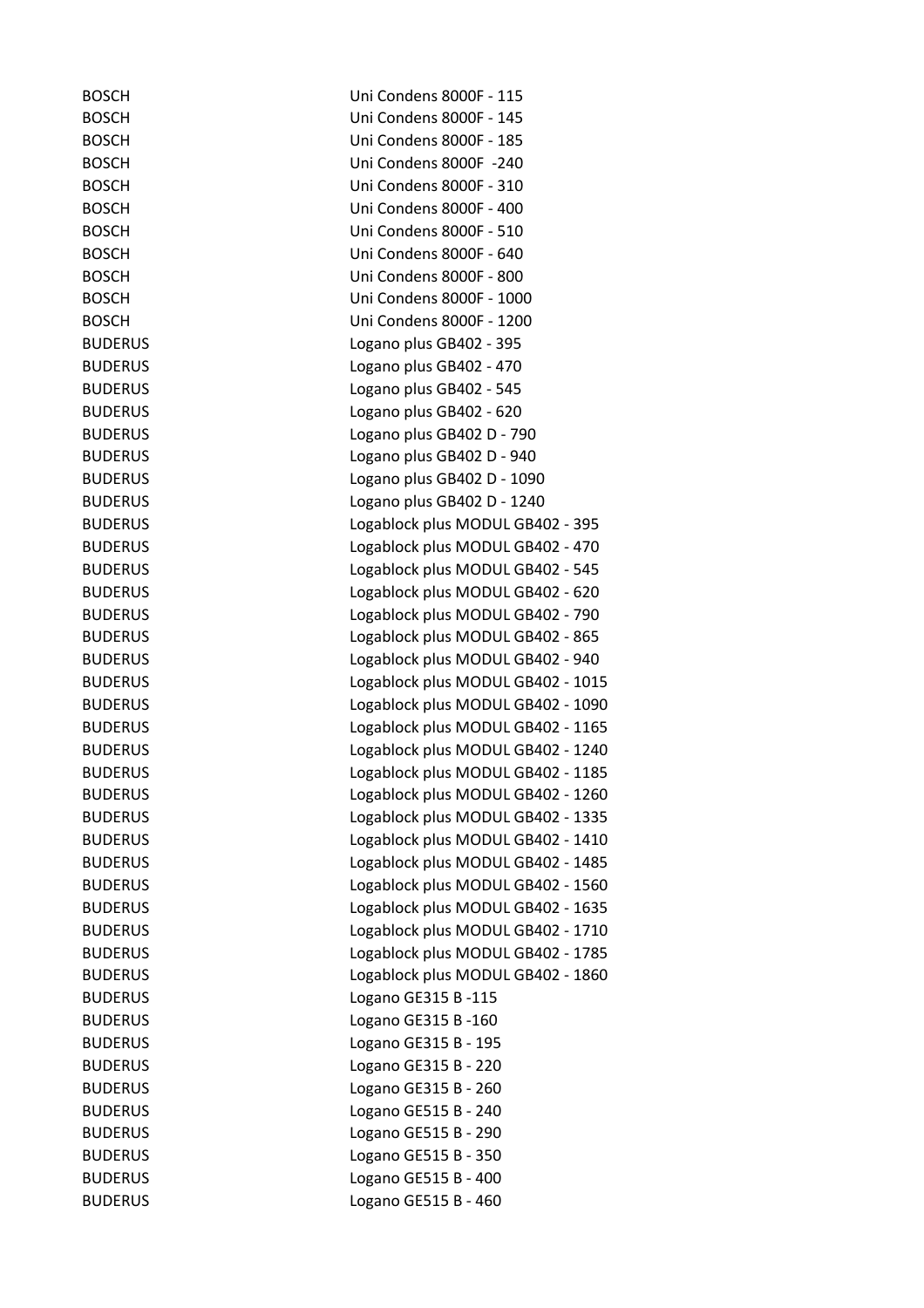| | |
|---|---|
| BOSCH | Uni Condens 8000F - 115 |
| BOSCH | Uni Condens 8000F - 145 |
| BOSCH | Uni Condens 8000F - 185 |
| BOSCH | Uni Condens 8000F  -240 |
| BOSCH | Uni Condens 8000F - 310 |
| BOSCH | Uni Condens 8000F - 400 |
| BOSCH | Uni Condens 8000F - 510 |
| BOSCH | Uni Condens 8000F - 640 |
| BOSCH | Uni Condens 8000F - 800 |
| BOSCH | Uni Condens 8000F - 1000 |
| BOSCH | Uni Condens 8000F - 1200 |
| BUDERUS | Logano plus GB402 - 395 |
| BUDERUS | Logano plus GB402 - 470 |
| BUDERUS | Logano plus GB402 - 545 |
| BUDERUS | Logano plus GB402 - 620 |
| BUDERUS | Logano plus GB402 D - 790 |
| BUDERUS | Logano plus GB402 D - 940 |
| BUDERUS | Logano plus GB402 D - 1090 |
| BUDERUS | Logano plus GB402 D - 1240 |
| BUDERUS | Logablock plus MODUL GB402 - 395 |
| BUDERUS | Logablock plus MODUL GB402 - 470 |
| BUDERUS | Logablock plus MODUL GB402 - 545 |
| BUDERUS | Logablock plus MODUL GB402 - 620 |
| BUDERUS | Logablock plus MODUL GB402 - 790 |
| BUDERUS | Logablock plus MODUL GB402 - 865 |
| BUDERUS | Logablock plus MODUL GB402 - 940 |
| BUDERUS | Logablock plus MODUL GB402 - 1015 |
| BUDERUS | Logablock plus MODUL GB402 - 1090 |
| BUDERUS | Logablock plus MODUL GB402 - 1165 |
| BUDERUS | Logablock plus MODUL GB402 - 1240 |
| BUDERUS | Logablock plus MODUL GB402 - 1185 |
| BUDERUS | Logablock plus MODUL GB402 - 1260 |
| BUDERUS | Logablock plus MODUL GB402 - 1335 |
| BUDERUS | Logablock plus MODUL GB402 - 1410 |
| BUDERUS | Logablock plus MODUL GB402 - 1485 |
| BUDERUS | Logablock plus MODUL GB402 - 1560 |
| BUDERUS | Logablock plus MODUL GB402 - 1635 |
| BUDERUS | Logablock plus MODUL GB402 - 1710 |
| BUDERUS | Logablock plus MODUL GB402 - 1785 |
| BUDERUS | Logablock plus MODUL GB402 - 1860 |
| BUDERUS | Logano GE315 B -115 |
| BUDERUS | Logano GE315 B -160 |
| BUDERUS | Logano GE315 B - 195 |
| BUDERUS | Logano GE315 B - 220 |
| BUDERUS | Logano GE315 B - 260 |
| BUDERUS | Logano GE515 B - 240 |
| BUDERUS | Logano GE515 B - 290 |
| BUDERUS | Logano GE515 B - 350 |
| BUDERUS | Logano GE515 B - 400 |
| BUDERUS | Logano GE515 B - 460 |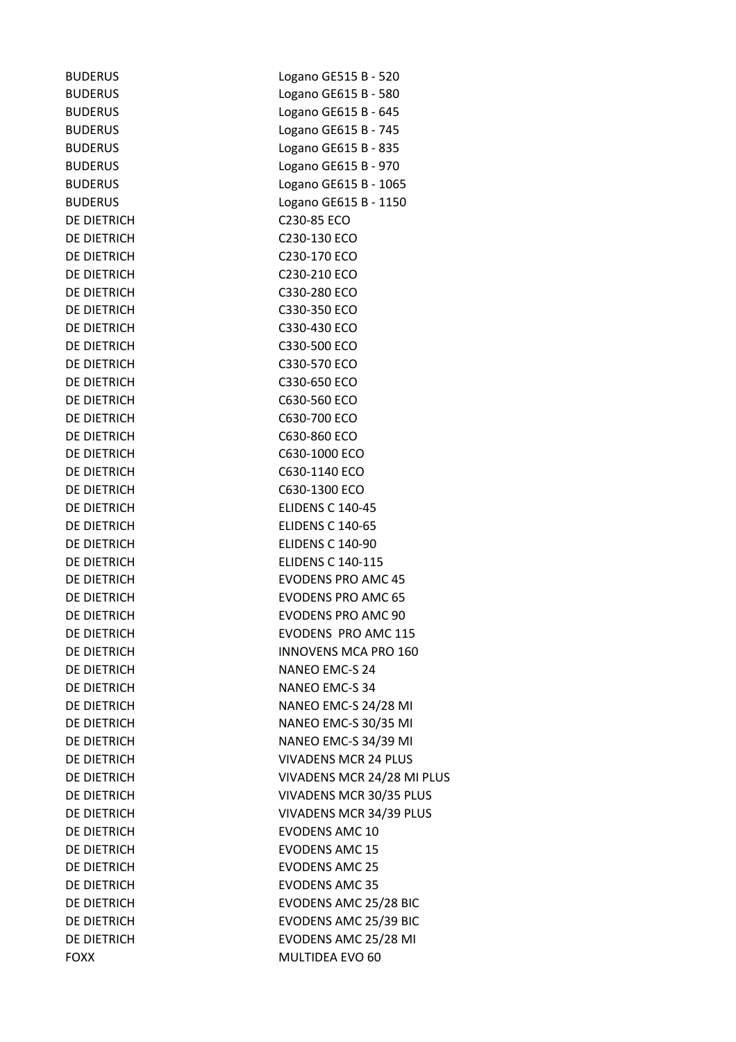| | |
|---|---|
| BUDERUS | Logano GE515 B - 520 |
| BUDERUS | Logano GE615 B - 580 |
| BUDERUS | Logano GE615 B - 645 |
| BUDERUS | Logano GE615 B - 745 |
| BUDERUS | Logano GE615 B - 835 |
| BUDERUS | Logano GE615 B - 970 |
| BUDERUS | Logano GE615 B - 1065 |
| BUDERUS | Logano GE615 B - 1150 |
| DE DIETRICH | C230-85 ECO |
| DE DIETRICH | C230-130 ECO |
| DE DIETRICH | C230-170 ECO |
| DE DIETRICH | C230-210 ECO |
| DE DIETRICH | C330-280 ECO |
| DE DIETRICH | C330-350 ECO |
| DE DIETRICH | C330-430 ECO |
| DE DIETRICH | C330-500 ECO |
| DE DIETRICH | C330-570 ECO |
| DE DIETRICH | C330-650 ECO |
| DE DIETRICH | C630-560 ECO |
| DE DIETRICH | C630-700 ECO |
| DE DIETRICH | C630-860 ECO |
| DE DIETRICH | C630-1000 ECO |
| DE DIETRICH | C630-1140 ECO |
| DE DIETRICH | C630-1300 ECO |
| DE DIETRICH | ELIDENS C 140-45 |
| DE DIETRICH | ELIDENS C 140-65 |
| DE DIETRICH | ELIDENS C 140-90 |
| DE DIETRICH | ELIDENS C 140-115 |
| DE DIETRICH | EVODENS PRO AMC 45 |
| DE DIETRICH | EVODENS PRO AMC 65 |
| DE DIETRICH | EVODENS PRO AMC 90 |
| DE DIETRICH | EVODENS PRO AMC 115 |
| DE DIETRICH | INNOVENS MCA PRO 160 |
| DE DIETRICH | NANEO EMC-S 24 |
| DE DIETRICH | NANEO EMC-S 34 |
| DE DIETRICH | NANEO EMC-S 24/28 MI |
| DE DIETRICH | NANEO EMC-S 30/35 MI |
| DE DIETRICH | NANEO EMC-S 34/39 MI |
| DE DIETRICH | VIVADENS MCR 24 PLUS |
| DE DIETRICH | VIVADENS MCR 24/28 MI PLUS |
| DE DIETRICH | VIVADENS MCR 30/35 PLUS |
| DE DIETRICH | VIVADENS MCR 34/39 PLUS |
| DE DIETRICH | EVODENS AMC 10 |
| DE DIETRICH | EVODENS AMC 15 |
| DE DIETRICH | EVODENS AMC 25 |
| DE DIETRICH | EVODENS AMC 35 |
| DE DIETRICH | EVODENS AMC 25/28 BIC |
| DE DIETRICH | EVODENS AMC 25/39 BIC |
| DE DIETRICH | EVODENS AMC 25/28 MI |
| FOXX | MULTIDEA EVO 60 |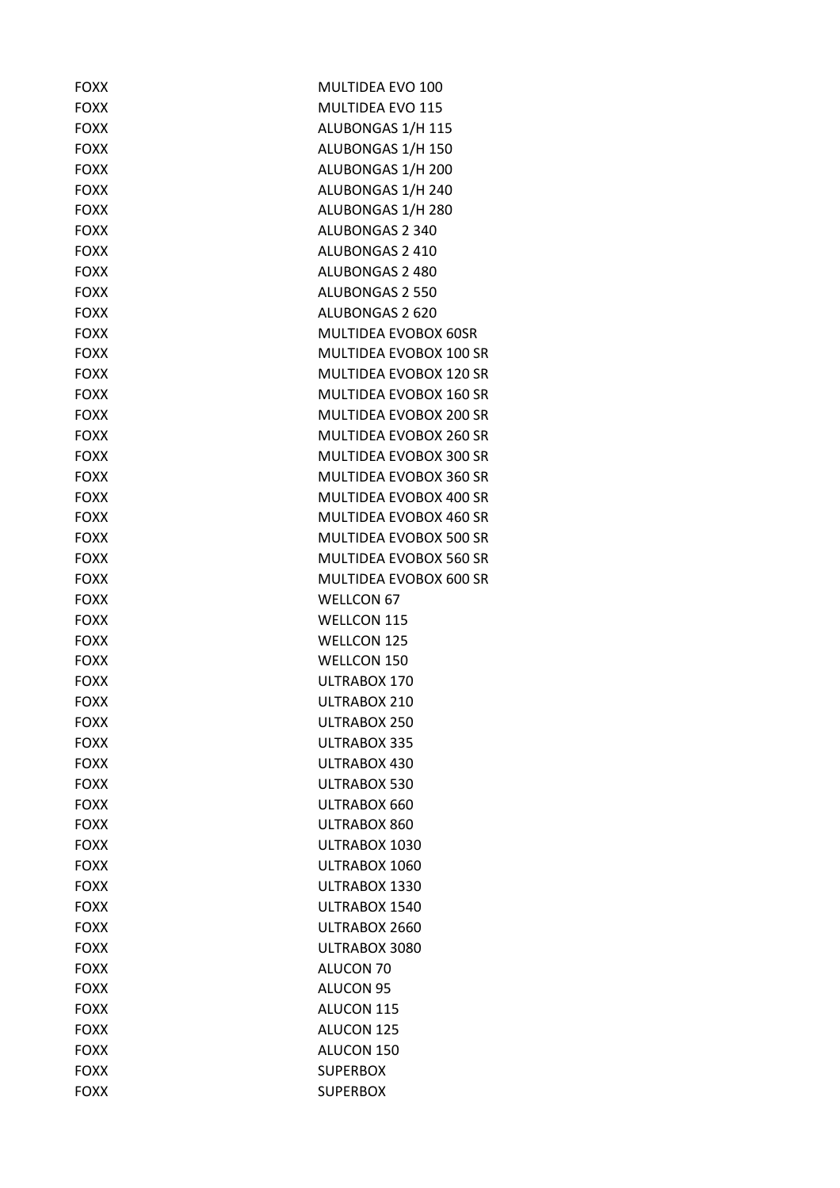| | |
|---|---|
| FOXX | MULTIDEA EVO 100 |
| FOXX | MULTIDEA EVO 115 |
| FOXX | ALUBONGAS 1/H 115 |
| FOXX | ALUBONGAS 1/H 150 |
| FOXX | ALUBONGAS 1/H 200 |
| FOXX | ALUBONGAS 1/H 240 |
| FOXX | ALUBONGAS 1/H 280 |
| FOXX | ALUBONGAS 2 340 |
| FOXX | ALUBONGAS 2 410 |
| FOXX | ALUBONGAS 2 480 |
| FOXX | ALUBONGAS 2 550 |
| FOXX | ALUBONGAS 2 620 |
| FOXX | MULTIDEA EVOBOX 60SR |
| FOXX | MULTIDEA EVOBOX 100 SR |
| FOXX | MULTIDEA EVOBOX 120 SR |
| FOXX | MULTIDEA EVOBOX 160 SR |
| FOXX | MULTIDEA EVOBOX 200 SR |
| FOXX | MULTIDEA EVOBOX 260 SR |
| FOXX | MULTIDEA EVOBOX 300 SR |
| FOXX | MULTIDEA EVOBOX 360 SR |
| FOXX | MULTIDEA EVOBOX 400 SR |
| FOXX | MULTIDEA EVOBOX 460 SR |
| FOXX | MULTIDEA EVOBOX 500 SR |
| FOXX | MULTIDEA EVOBOX 560 SR |
| FOXX | MULTIDEA EVOBOX 600 SR |
| FOXX | WELLCON 67 |
| FOXX | WELLCON 115 |
| FOXX | WELLCON 125 |
| FOXX | WELLCON 150 |
| FOXX | ULTRABOX 170 |
| FOXX | ULTRABOX 210 |
| FOXX | ULTRABOX 250 |
| FOXX | ULTRABOX 335 |
| FOXX | ULTRABOX 430 |
| FOXX | ULTRABOX 530 |
| FOXX | ULTRABOX 660 |
| FOXX | ULTRABOX 860 |
| FOXX | ULTRABOX 1030 |
| FOXX | ULTRABOX 1060 |
| FOXX | ULTRABOX 1330 |
| FOXX | ULTRABOX 1540 |
| FOXX | ULTRABOX 2660 |
| FOXX | ULTRABOX 3080 |
| FOXX | ALUCON 70 |
| FOXX | ALUCON 95 |
| FOXX | ALUCON 115 |
| FOXX | ALUCON 125 |
| FOXX | ALUCON 150 |
| FOXX | SUPERBOX |
| FOXX | SUPERBOX |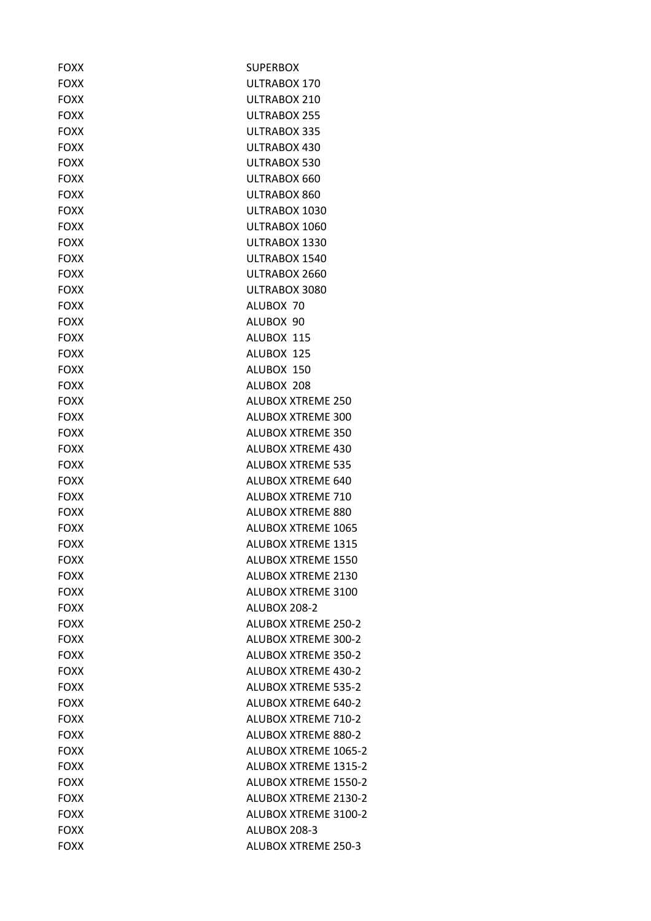| | |
|---|---|
| FOXX | SUPERBOX |
| FOXX | ULTRABOX 170 |
| FOXX | ULTRABOX 210 |
| FOXX | ULTRABOX 255 |
| FOXX | ULTRABOX 335 |
| FOXX | ULTRABOX 430 |
| FOXX | ULTRABOX 530 |
| FOXX | ULTRABOX 660 |
| FOXX | ULTRABOX 860 |
| FOXX | ULTRABOX 1030 |
| FOXX | ULTRABOX 1060 |
| FOXX | ULTRABOX 1330 |
| FOXX | ULTRABOX 1540 |
| FOXX | ULTRABOX 2660 |
| FOXX | ULTRABOX 3080 |
| FOXX | ALUBOX 70 |
| FOXX | ALUBOX 90 |
| FOXX | ALUBOX 115 |
| FOXX | ALUBOX 125 |
| FOXX | ALUBOX 150 |
| FOXX | ALUBOX 208 |
| FOXX | ALUBOX XTREME 250 |
| FOXX | ALUBOX XTREME 300 |
| FOXX | ALUBOX XTREME 350 |
| FOXX | ALUBOX XTREME 430 |
| FOXX | ALUBOX XTREME 535 |
| FOXX | ALUBOX XTREME 640 |
| FOXX | ALUBOX XTREME 710 |
| FOXX | ALUBOX XTREME 880 |
| FOXX | ALUBOX XTREME 1065 |
| FOXX | ALUBOX XTREME 1315 |
| FOXX | ALUBOX XTREME 1550 |
| FOXX | ALUBOX XTREME 2130 |
| FOXX | ALUBOX XTREME 3100 |
| FOXX | ALUBOX 208-2 |
| FOXX | ALUBOX XTREME 250-2 |
| FOXX | ALUBOX XTREME 300-2 |
| FOXX | ALUBOX XTREME 350-2 |
| FOXX | ALUBOX XTREME 430-2 |
| FOXX | ALUBOX XTREME 535-2 |
| FOXX | ALUBOX XTREME 640-2 |
| FOXX | ALUBOX XTREME 710-2 |
| FOXX | ALUBOX XTREME 880-2 |
| FOXX | ALUBOX XTREME 1065-2 |
| FOXX | ALUBOX XTREME 1315-2 |
| FOXX | ALUBOX XTREME 1550-2 |
| FOXX | ALUBOX XTREME 2130-2 |
| FOXX | ALUBOX XTREME 3100-2 |
| FOXX | ALUBOX 208-3 |
| FOXX | ALUBOX XTREME 250-3 |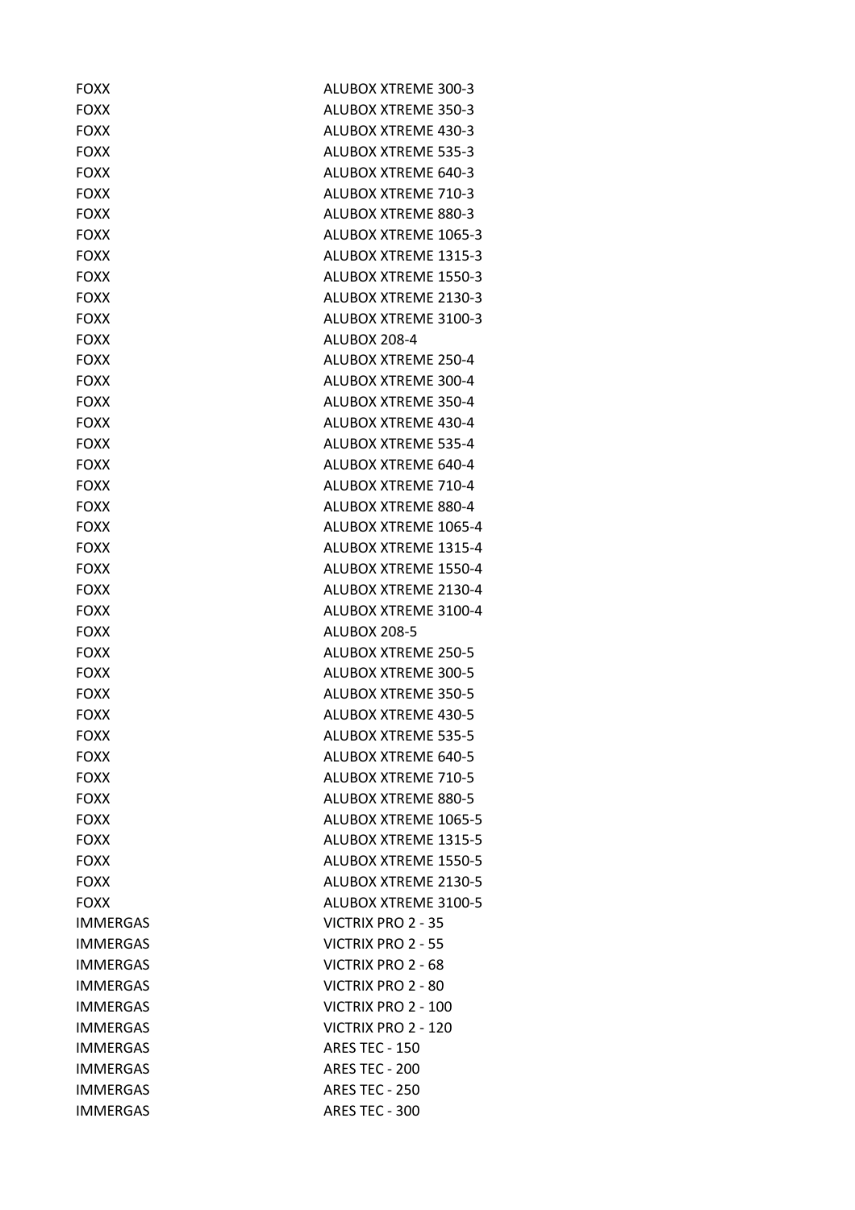| | |
|---|---|
| FOXX | ALUBOX XTREME 300-3 |
| FOXX | ALUBOX XTREME 350-3 |
| FOXX | ALUBOX XTREME 430-3 |
| FOXX | ALUBOX XTREME 535-3 |
| FOXX | ALUBOX XTREME 640-3 |
| FOXX | ALUBOX XTREME 710-3 |
| FOXX | ALUBOX XTREME 880-3 |
| FOXX | ALUBOX XTREME 1065-3 |
| FOXX | ALUBOX XTREME 1315-3 |
| FOXX | ALUBOX XTREME 1550-3 |
| FOXX | ALUBOX XTREME 2130-3 |
| FOXX | ALUBOX XTREME 3100-3 |
| FOXX | ALUBOX 208-4 |
| FOXX | ALUBOX XTREME 250-4 |
| FOXX | ALUBOX XTREME 300-4 |
| FOXX | ALUBOX XTREME 350-4 |
| FOXX | ALUBOX XTREME 430-4 |
| FOXX | ALUBOX XTREME 535-4 |
| FOXX | ALUBOX XTREME 640-4 |
| FOXX | ALUBOX XTREME 710-4 |
| FOXX | ALUBOX XTREME 880-4 |
| FOXX | ALUBOX XTREME 1065-4 |
| FOXX | ALUBOX XTREME 1315-4 |
| FOXX | ALUBOX XTREME 1550-4 |
| FOXX | ALUBOX XTREME 2130-4 |
| FOXX | ALUBOX XTREME 3100-4 |
| FOXX | ALUBOX 208-5 |
| FOXX | ALUBOX XTREME 250-5 |
| FOXX | ALUBOX XTREME 300-5 |
| FOXX | ALUBOX XTREME 350-5 |
| FOXX | ALUBOX XTREME 430-5 |
| FOXX | ALUBOX XTREME 535-5 |
| FOXX | ALUBOX XTREME 640-5 |
| FOXX | ALUBOX XTREME 710-5 |
| FOXX | ALUBOX XTREME 880-5 |
| FOXX | ALUBOX XTREME 1065-5 |
| FOXX | ALUBOX XTREME 1315-5 |
| FOXX | ALUBOX XTREME 1550-5 |
| FOXX | ALUBOX XTREME 2130-5 |
| FOXX | ALUBOX XTREME 3100-5 |
| IMMERGAS | VICTRIX PRO 2 - 35 |
| IMMERGAS | VICTRIX PRO 2 - 55 |
| IMMERGAS | VICTRIX PRO 2 - 68 |
| IMMERGAS | VICTRIX PRO 2 - 80 |
| IMMERGAS | VICTRIX PRO 2 - 100 |
| IMMERGAS | VICTRIX PRO 2 - 120 |
| IMMERGAS | ARES TEC - 150 |
| IMMERGAS | ARES TEC - 200 |
| IMMERGAS | ARES TEC - 250 |
| IMMERGAS | ARES TEC - 300 |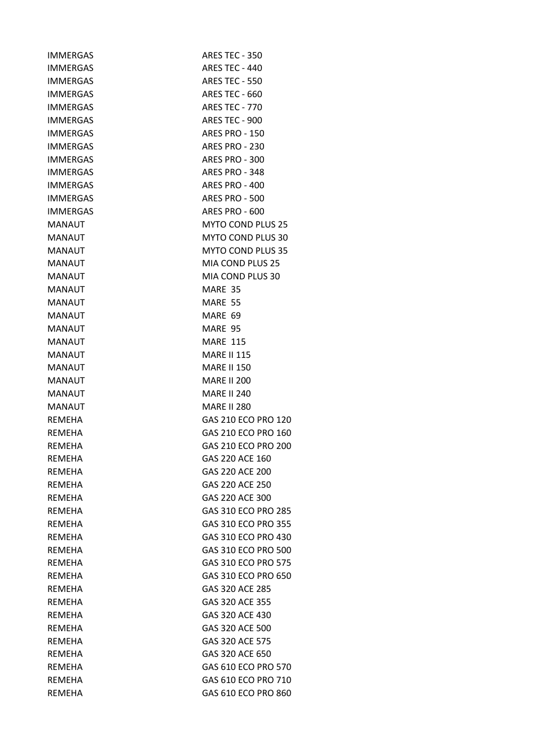| | |
|---|---|
| IMMERGAS | ARES TEC - 350 |
| IMMERGAS | ARES TEC - 440 |
| IMMERGAS | ARES TEC - 550 |
| IMMERGAS | ARES TEC - 660 |
| IMMERGAS | ARES TEC - 770 |
| IMMERGAS | ARES TEC - 900 |
| IMMERGAS | ARES PRO - 150 |
| IMMERGAS | ARES PRO - 230 |
| IMMERGAS | ARES PRO - 300 |
| IMMERGAS | ARES PRO - 348 |
| IMMERGAS | ARES PRO - 400 |
| IMMERGAS | ARES PRO - 500 |
| IMMERGAS | ARES PRO - 600 |
| MANAUT | MYTO COND PLUS 25 |
| MANAUT | MYTO COND PLUS 30 |
| MANAUT | MYTO COND PLUS 35 |
| MANAUT | MIA COND PLUS 25 |
| MANAUT | MIA COND PLUS 30 |
| MANAUT | MARE 35 |
| MANAUT | MARE 55 |
| MANAUT | MARE 69 |
| MANAUT | MARE 95 |
| MANAUT | MARE 115 |
| MANAUT | MARE II 115 |
| MANAUT | MARE II 150 |
| MANAUT | MARE II 200 |
| MANAUT | MARE II 240 |
| MANAUT | MARE II 280 |
| REMEHA | GAS 210 ECO PRO 120 |
| REMEHA | GAS 210 ECO PRO 160 |
| REMEHA | GAS 210 ECO PRO 200 |
| REMEHA | GAS 220 ACE 160 |
| REMEHA | GAS 220 ACE 200 |
| REMEHA | GAS 220 ACE 250 |
| REMEHA | GAS 220 ACE 300 |
| REMEHA | GAS 310 ECO PRO 285 |
| REMEHA | GAS 310 ECO PRO 355 |
| REMEHA | GAS 310 ECO PRO 430 |
| REMEHA | GAS 310 ECO PRO 500 |
| REMEHA | GAS 310 ECO PRO 575 |
| REMEHA | GAS 310 ECO PRO 650 |
| REMEHA | GAS 320 ACE 285 |
| REMEHA | GAS 320 ACE 355 |
| REMEHA | GAS 320 ACE 430 |
| REMEHA | GAS 320 ACE 500 |
| REMEHA | GAS 320 ACE 575 |
| REMEHA | GAS 320 ACE 650 |
| REMEHA | GAS 610 ECO PRO 570 |
| REMEHA | GAS 610 ECO PRO 710 |
| REMEHA | GAS 610 ECO PRO 860 |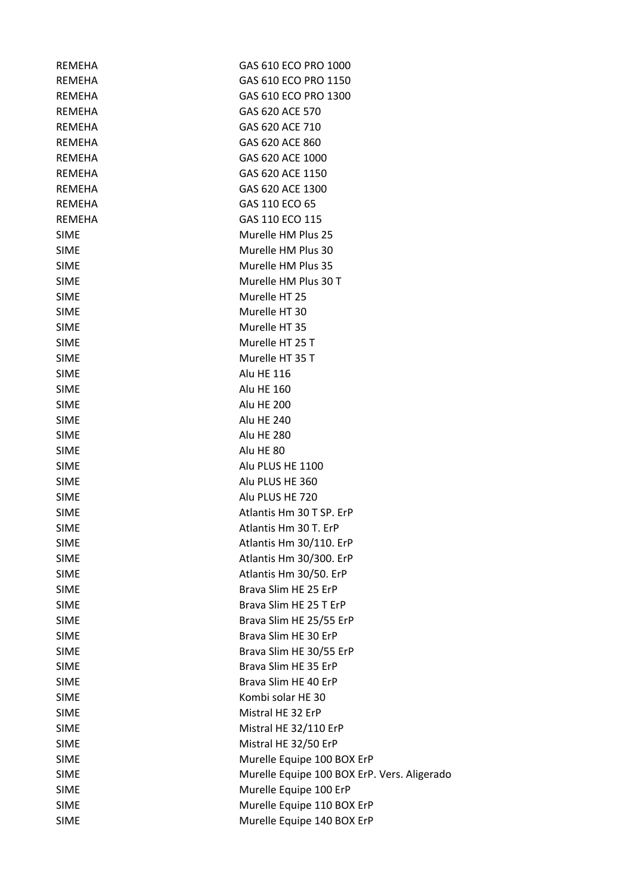| | |
|---|---|
| REMEHA | GAS 610 ECO PRO 1000 |
| REMEHA | GAS 610 ECO PRO 1150 |
| REMEHA | GAS 610 ECO PRO 1300 |
| REMEHA | GAS 620 ACE 570 |
| REMEHA | GAS 620 ACE 710 |
| REMEHA | GAS 620 ACE 860 |
| REMEHA | GAS 620 ACE 1000 |
| REMEHA | GAS 620 ACE 1150 |
| REMEHA | GAS 620 ACE 1300 |
| REMEHA | GAS 110 ECO 65 |
| REMEHA | GAS 110 ECO 115 |
| SIME | Murelle HM Plus 25 |
| SIME | Murelle HM Plus 30 |
| SIME | Murelle HM Plus 35 |
| SIME | Murelle HM Plus 30 T |
| SIME | Murelle HT 25 |
| SIME | Murelle HT 30 |
| SIME | Murelle HT 35 |
| SIME | Murelle HT 25 T |
| SIME | Murelle HT 35 T |
| SIME | Alu HE 116 |
| SIME | Alu HE 160 |
| SIME | Alu HE 200 |
| SIME | Alu HE 240 |
| SIME | Alu HE 280 |
| SIME | Alu HE 80 |
| SIME | Alu PLUS HE 1100 |
| SIME | Alu PLUS HE 360 |
| SIME | Alu PLUS HE 720 |
| SIME | Atlantis Hm 30 T SP. ErP |
| SIME | Atlantis Hm 30 T. ErP |
| SIME | Atlantis Hm 30/110. ErP |
| SIME | Atlantis Hm 30/300. ErP |
| SIME | Atlantis Hm 30/50. ErP |
| SIME | Brava Slim HE 25 ErP |
| SIME | Brava Slim HE 25 T ErP |
| SIME | Brava Slim HE 25/55 ErP |
| SIME | Brava Slim HE 30 ErP |
| SIME | Brava Slim HE 30/55 ErP |
| SIME | Brava Slim HE 35 ErP |
| SIME | Brava Slim HE 40 ErP |
| SIME | Kombi solar HE 30 |
| SIME | Mistral HE 32 ErP |
| SIME | Mistral HE 32/110 ErP |
| SIME | Mistral HE 32/50 ErP |
| SIME | Murelle Equipe 100 BOX ErP |
| SIME | Murelle Equipe 100 BOX ErP. Vers. Aligerado |
| SIME | Murelle Equipe 100 ErP |
| SIME | Murelle Equipe 110 BOX ErP |
| SIME | Murelle Equipe 140 BOX ErP |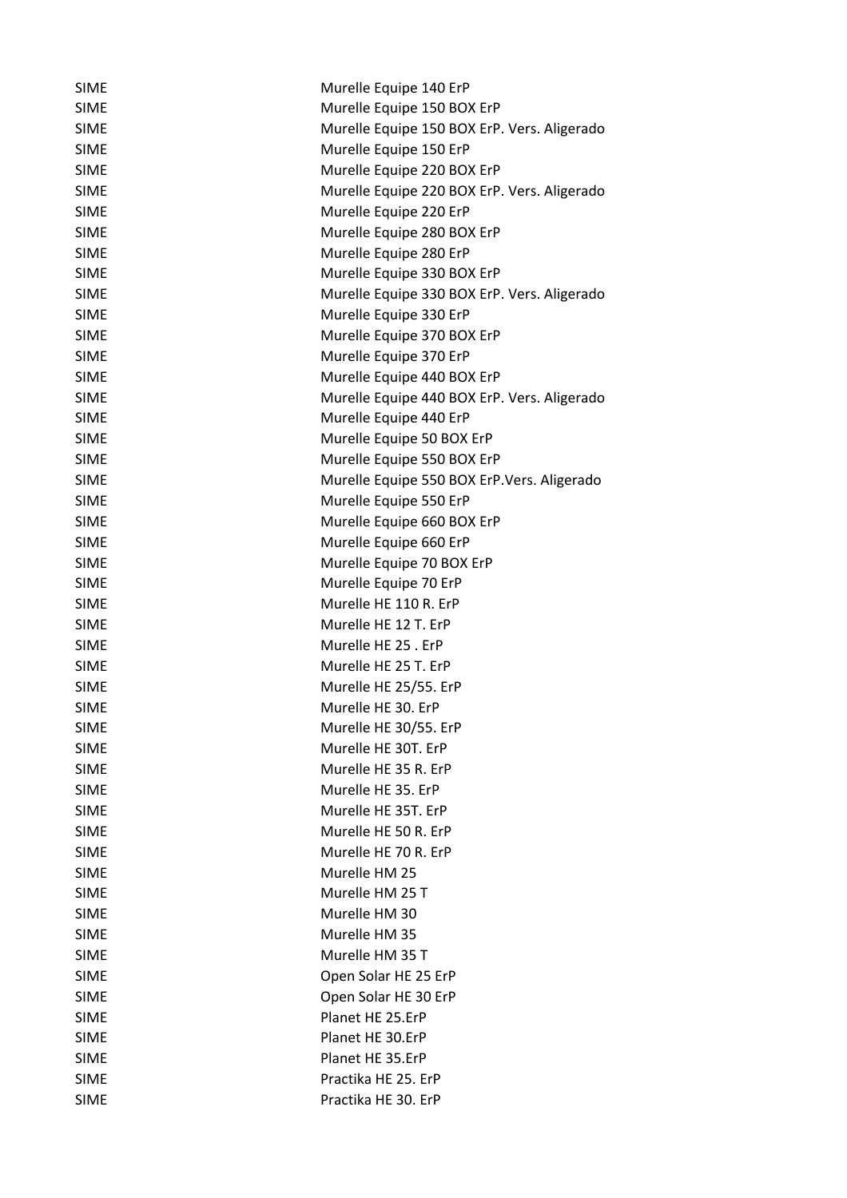| | |
|---|---|
| SIME | Murelle Equipe 140 ErP |
| SIME | Murelle Equipe 150 BOX ErP |
| SIME | Murelle Equipe 150 BOX ErP. Vers. Aligerado |
| SIME | Murelle Equipe 150 ErP |
| SIME | Murelle Equipe 220 BOX ErP |
| SIME | Murelle Equipe 220 BOX ErP. Vers. Aligerado |
| SIME | Murelle Equipe 220 ErP |
| SIME | Murelle Equipe 280 BOX ErP |
| SIME | Murelle Equipe 280 ErP |
| SIME | Murelle Equipe 330 BOX ErP |
| SIME | Murelle Equipe 330 BOX ErP. Vers. Aligerado |
| SIME | Murelle Equipe 330 ErP |
| SIME | Murelle Equipe 370 BOX ErP |
| SIME | Murelle Equipe 370 ErP |
| SIME | Murelle Equipe 440 BOX ErP |
| SIME | Murelle Equipe 440 BOX ErP. Vers. Aligerado |
| SIME | Murelle Equipe 440 ErP |
| SIME | Murelle Equipe 50 BOX ErP |
| SIME | Murelle Equipe 550 BOX ErP |
| SIME | Murelle Equipe 550 BOX ErP.Vers. Aligerado |
| SIME | Murelle Equipe 550 ErP |
| SIME | Murelle Equipe 660 BOX ErP |
| SIME | Murelle Equipe 660 ErP |
| SIME | Murelle Equipe 70 BOX ErP |
| SIME | Murelle Equipe 70 ErP |
| SIME | Murelle HE 110 R. ErP |
| SIME | Murelle HE 12 T. ErP |
| SIME | Murelle HE 25 . ErP |
| SIME | Murelle HE 25 T. ErP |
| SIME | Murelle HE 25/55. ErP |
| SIME | Murelle HE 30. ErP |
| SIME | Murelle HE 30/55. ErP |
| SIME | Murelle HE 30T. ErP |
| SIME | Murelle HE 35 R. ErP |
| SIME | Murelle HE 35. ErP |
| SIME | Murelle HE 35T. ErP |
| SIME | Murelle HE 50 R. ErP |
| SIME | Murelle HE 70 R. ErP |
| SIME | Murelle HM 25 |
| SIME | Murelle HM 25 T |
| SIME | Murelle HM 30 |
| SIME | Murelle HM 35 |
| SIME | Murelle HM 35 T |
| SIME | Open Solar HE 25 ErP |
| SIME | Open Solar HE 30 ErP |
| SIME | Planet HE 25.ErP |
| SIME | Planet HE 30.ErP |
| SIME | Planet HE 35.ErP |
| SIME | Practika HE 25. ErP |
| SIME | Practika HE 30. ErP |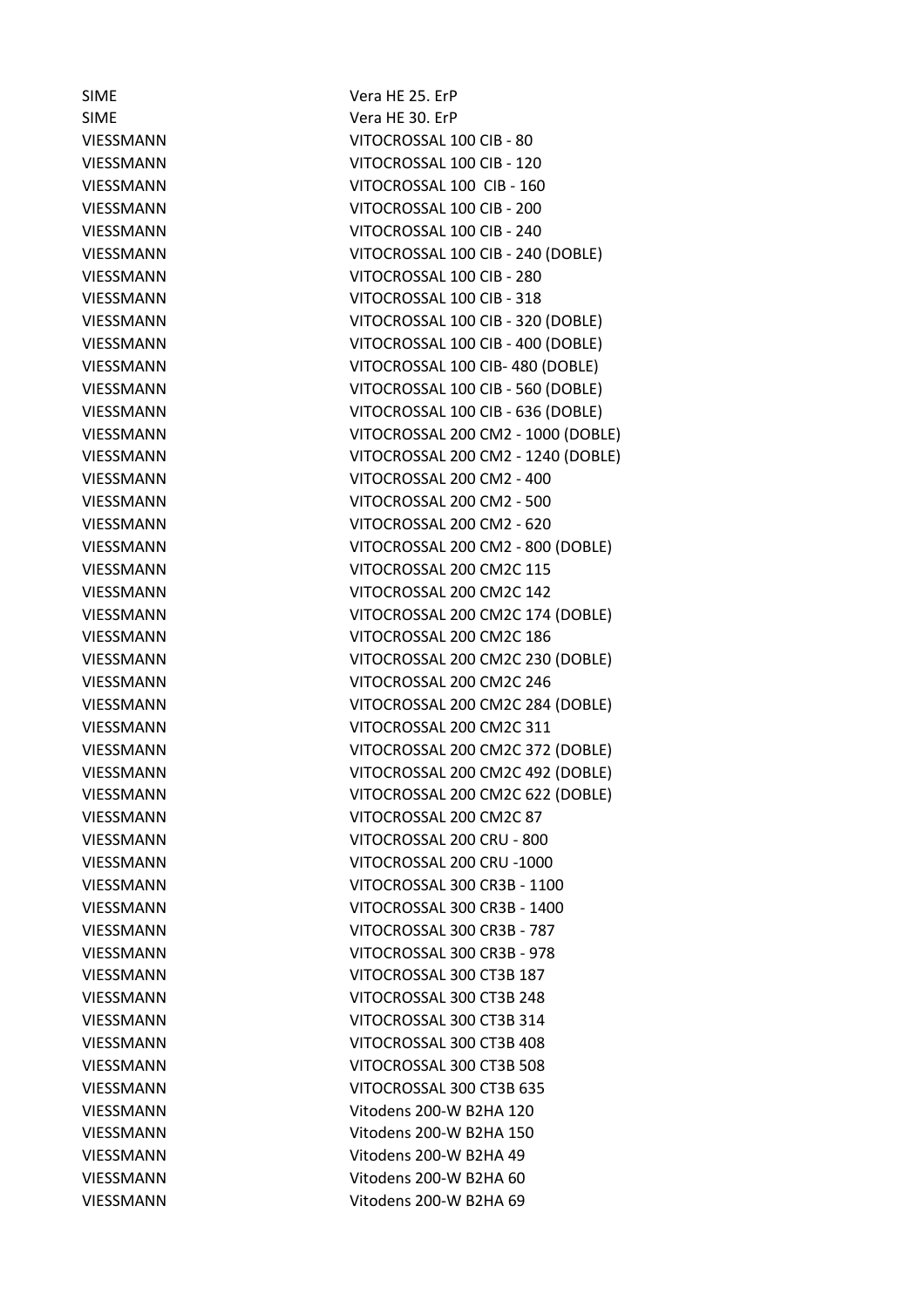| | |
|---|---|
| SIME | Vera HE 25. ErP |
| SIME | Vera HE 30. ErP |
| VIESSMANN | VITOCROSSAL 100 CIB - 80 |
| VIESSMANN | VITOCROSSAL 100 CIB - 120 |
| VIESSMANN | VITOCROSSAL 100  CIB - 160 |
| VIESSMANN | VITOCROSSAL 100 CIB - 200 |
| VIESSMANN | VITOCROSSAL 100 CIB - 240 |
| VIESSMANN | VITOCROSSAL 100 CIB - 240 (DOBLE) |
| VIESSMANN | VITOCROSSAL 100 CIB - 280 |
| VIESSMANN | VITOCROSSAL 100 CIB - 318 |
| VIESSMANN | VITOCROSSAL 100 CIB - 320 (DOBLE) |
| VIESSMANN | VITOCROSSAL 100 CIB - 400 (DOBLE) |
| VIESSMANN | VITOCROSSAL 100 CIB- 480 (DOBLE) |
| VIESSMANN | VITOCROSSAL 100 CIB - 560 (DOBLE) |
| VIESSMANN | VITOCROSSAL 100 CIB - 636 (DOBLE) |
| VIESSMANN | VITOCROSSAL 200 CM2 - 1000 (DOBLE) |
| VIESSMANN | VITOCROSSAL 200 CM2 - 1240 (DOBLE) |
| VIESSMANN | VITOCROSSAL 200 CM2 - 400 |
| VIESSMANN | VITOCROSSAL 200 CM2 - 500 |
| VIESSMANN | VITOCROSSAL 200 CM2 - 620 |
| VIESSMANN | VITOCROSSAL 200 CM2 - 800 (DOBLE) |
| VIESSMANN | VITOCROSSAL 200 CM2C 115 |
| VIESSMANN | VITOCROSSAL 200 CM2C 142 |
| VIESSMANN | VITOCROSSAL 200 CM2C 174 (DOBLE) |
| VIESSMANN | VITOCROSSAL 200 CM2C 186 |
| VIESSMANN | VITOCROSSAL 200 CM2C 230 (DOBLE) |
| VIESSMANN | VITOCROSSAL 200 CM2C 246 |
| VIESSMANN | VITOCROSSAL 200 CM2C 284 (DOBLE) |
| VIESSMANN | VITOCROSSAL 200 CM2C 311 |
| VIESSMANN | VITOCROSSAL 200 CM2C 372 (DOBLE) |
| VIESSMANN | VITOCROSSAL 200 CM2C 492 (DOBLE) |
| VIESSMANN | VITOCROSSAL 200 CM2C 622 (DOBLE) |
| VIESSMANN | VITOCROSSAL 200 CM2C 87 |
| VIESSMANN | VITOCROSSAL 200 CRU - 800 |
| VIESSMANN | VITOCROSSAL 200 CRU -1000 |
| VIESSMANN | VITOCROSSAL 300 CR3B - 1100 |
| VIESSMANN | VITOCROSSAL 300 CR3B - 1400 |
| VIESSMANN | VITOCROSSAL 300 CR3B - 787 |
| VIESSMANN | VITOCROSSAL 300 CR3B - 978 |
| VIESSMANN | VITOCROSSAL 300 CT3B 187 |
| VIESSMANN | VITOCROSSAL 300 CT3B 248 |
| VIESSMANN | VITOCROSSAL 300 CT3B 314 |
| VIESSMANN | VITOCROSSAL 300 CT3B 408 |
| VIESSMANN | VITOCROSSAL 300 CT3B 508 |
| VIESSMANN | VITOCROSSAL 300 CT3B 635 |
| VIESSMANN | Vitodens 200-W B2HA 120 |
| VIESSMANN | Vitodens 200-W B2HA 150 |
| VIESSMANN | Vitodens 200-W B2HA 49 |
| VIESSMANN | Vitodens 200-W B2HA 60 |
| VIESSMANN | Vitodens 200-W B2HA 69 |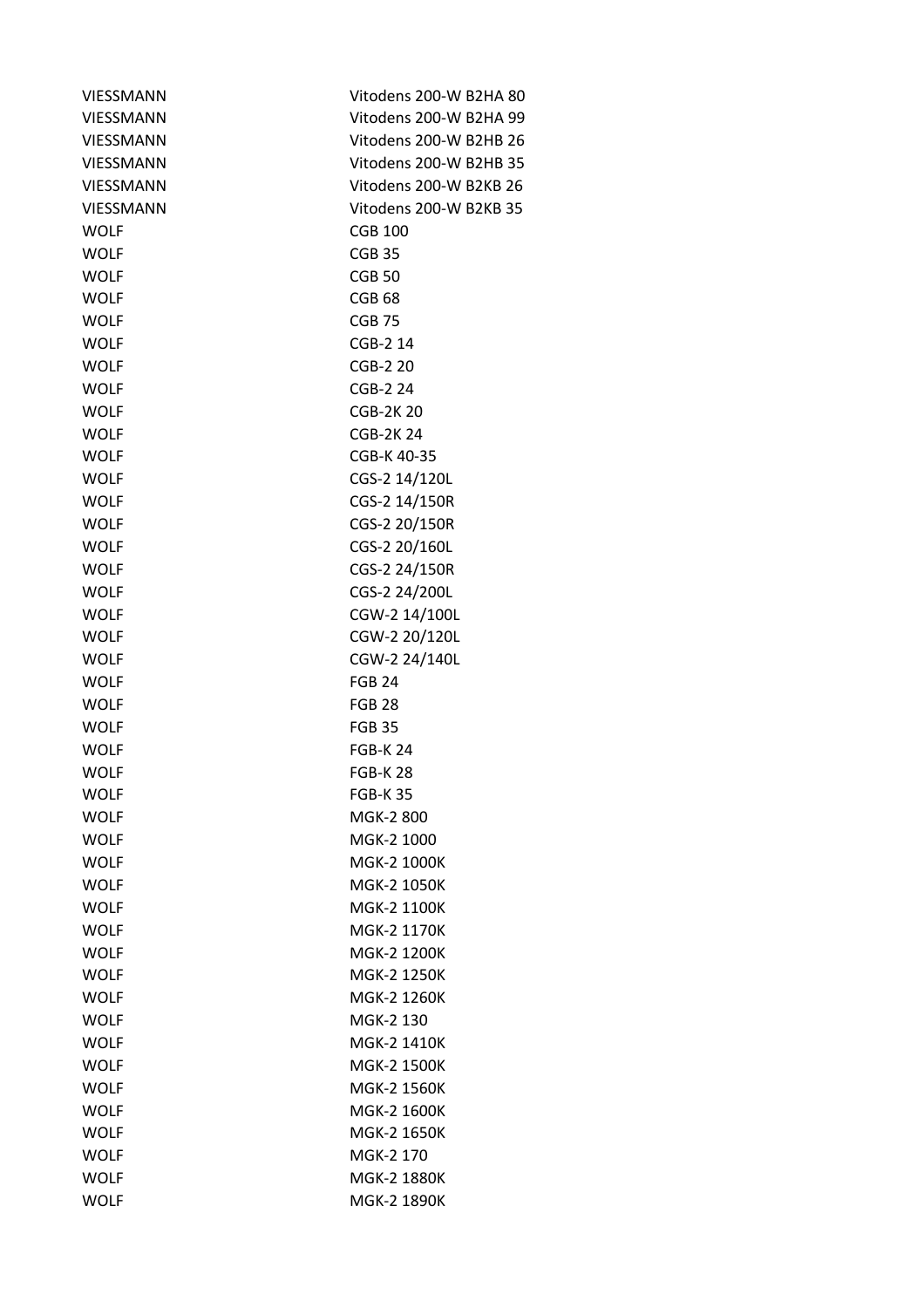| | |
|---|---|
| VIESSMANN | Vitodens 200-W B2HA 80 |
| VIESSMANN | Vitodens 200-W B2HA 99 |
| VIESSMANN | Vitodens 200-W B2HB 26 |
| VIESSMANN | Vitodens 200-W B2HB 35 |
| VIESSMANN | Vitodens 200-W B2KB 26 |
| VIESSMANN | Vitodens 200-W B2KB 35 |
| WOLF | CGB 100 |
| WOLF | CGB 35 |
| WOLF | CGB 50 |
| WOLF | CGB 68 |
| WOLF | CGB 75 |
| WOLF | CGB-2 14 |
| WOLF | CGB-2 20 |
| WOLF | CGB-2 24 |
| WOLF | CGB-2K 20 |
| WOLF | CGB-2K 24 |
| WOLF | CGB-K 40-35 |
| WOLF | CGS-2 14/120L |
| WOLF | CGS-2 14/150R |
| WOLF | CGS-2 20/150R |
| WOLF | CGS-2 20/160L |
| WOLF | CGS-2 24/150R |
| WOLF | CGS-2 24/200L |
| WOLF | CGW-2 14/100L |
| WOLF | CGW-2 20/120L |
| WOLF | CGW-2 24/140L |
| WOLF | FGB 24 |
| WOLF | FGB 28 |
| WOLF | FGB 35 |
| WOLF | FGB-K 24 |
| WOLF | FGB-K 28 |
| WOLF | FGB-K 35 |
| WOLF | MGK-2 800 |
| WOLF | MGK-2 1000 |
| WOLF | MGK-2 1000K |
| WOLF | MGK-2 1050K |
| WOLF | MGK-2 1100K |
| WOLF | MGK-2 1170K |
| WOLF | MGK-2 1200K |
| WOLF | MGK-2 1250K |
| WOLF | MGK-2 1260K |
| WOLF | MGK-2 130 |
| WOLF | MGK-2 1410K |
| WOLF | MGK-2 1500K |
| WOLF | MGK-2 1560K |
| WOLF | MGK-2 1600K |
| WOLF | MGK-2 1650K |
| WOLF | MGK-2 170 |
| WOLF | MGK-2 1880K |
| WOLF | MGK-2 1890K |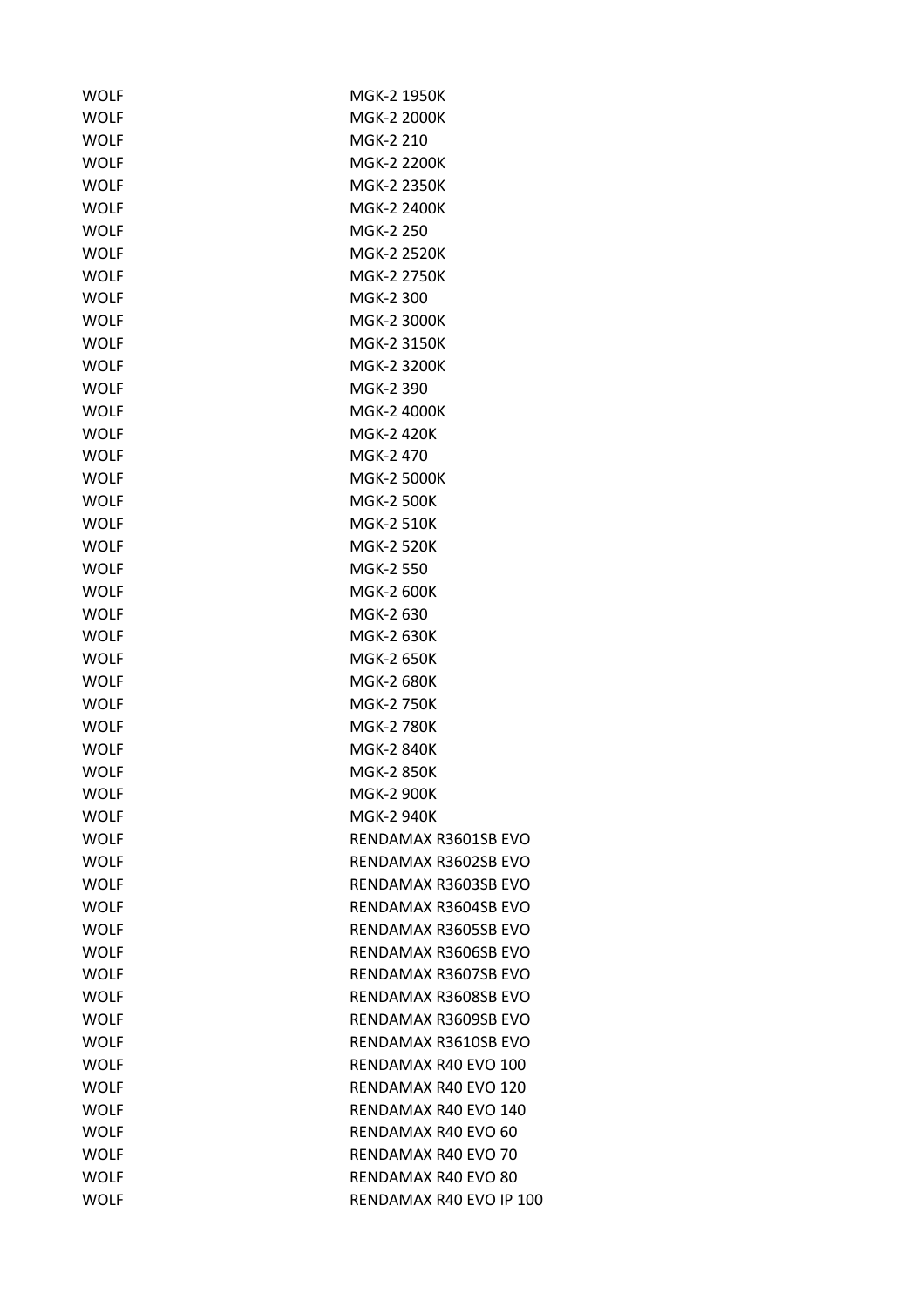| | |
|---|---|
| WOLF | MGK-2 1950K |
| WOLF | MGK-2 2000K |
| WOLF | MGK-2 210 |
| WOLF | MGK-2 2200K |
| WOLF | MGK-2 2350K |
| WOLF | MGK-2 2400K |
| WOLF | MGK-2 250 |
| WOLF | MGK-2 2520K |
| WOLF | MGK-2 2750K |
| WOLF | MGK-2 300 |
| WOLF | MGK-2 3000K |
| WOLF | MGK-2 3150K |
| WOLF | MGK-2 3200K |
| WOLF | MGK-2 390 |
| WOLF | MGK-2 4000K |
| WOLF | MGK-2 420K |
| WOLF | MGK-2 470 |
| WOLF | MGK-2 5000K |
| WOLF | MGK-2 500K |
| WOLF | MGK-2 510K |
| WOLF | MGK-2 520K |
| WOLF | MGK-2 550 |
| WOLF | MGK-2 600K |
| WOLF | MGK-2 630 |
| WOLF | MGK-2 630K |
| WOLF | MGK-2 650K |
| WOLF | MGK-2 680K |
| WOLF | MGK-2 750K |
| WOLF | MGK-2 780K |
| WOLF | MGK-2 840K |
| WOLF | MGK-2 850K |
| WOLF | MGK-2 900K |
| WOLF | MGK-2 940K |
| WOLF | RENDAMAX R3601SB EVO |
| WOLF | RENDAMAX R3602SB EVO |
| WOLF | RENDAMAX R3603SB EVO |
| WOLF | RENDAMAX R3604SB EVO |
| WOLF | RENDAMAX R3605SB EVO |
| WOLF | RENDAMAX R3606SB EVO |
| WOLF | RENDAMAX R3607SB EVO |
| WOLF | RENDAMAX R3608SB EVO |
| WOLF | RENDAMAX R3609SB EVO |
| WOLF | RENDAMAX R3610SB EVO |
| WOLF | RENDAMAX R40 EVO 100 |
| WOLF | RENDAMAX R40 EVO 120 |
| WOLF | RENDAMAX R40 EVO 140 |
| WOLF | RENDAMAX R40 EVO 60 |
| WOLF | RENDAMAX R40 EVO 70 |
| WOLF | RENDAMAX R40 EVO 80 |
| WOLF | RENDAMAX R40 EVO IP 100 |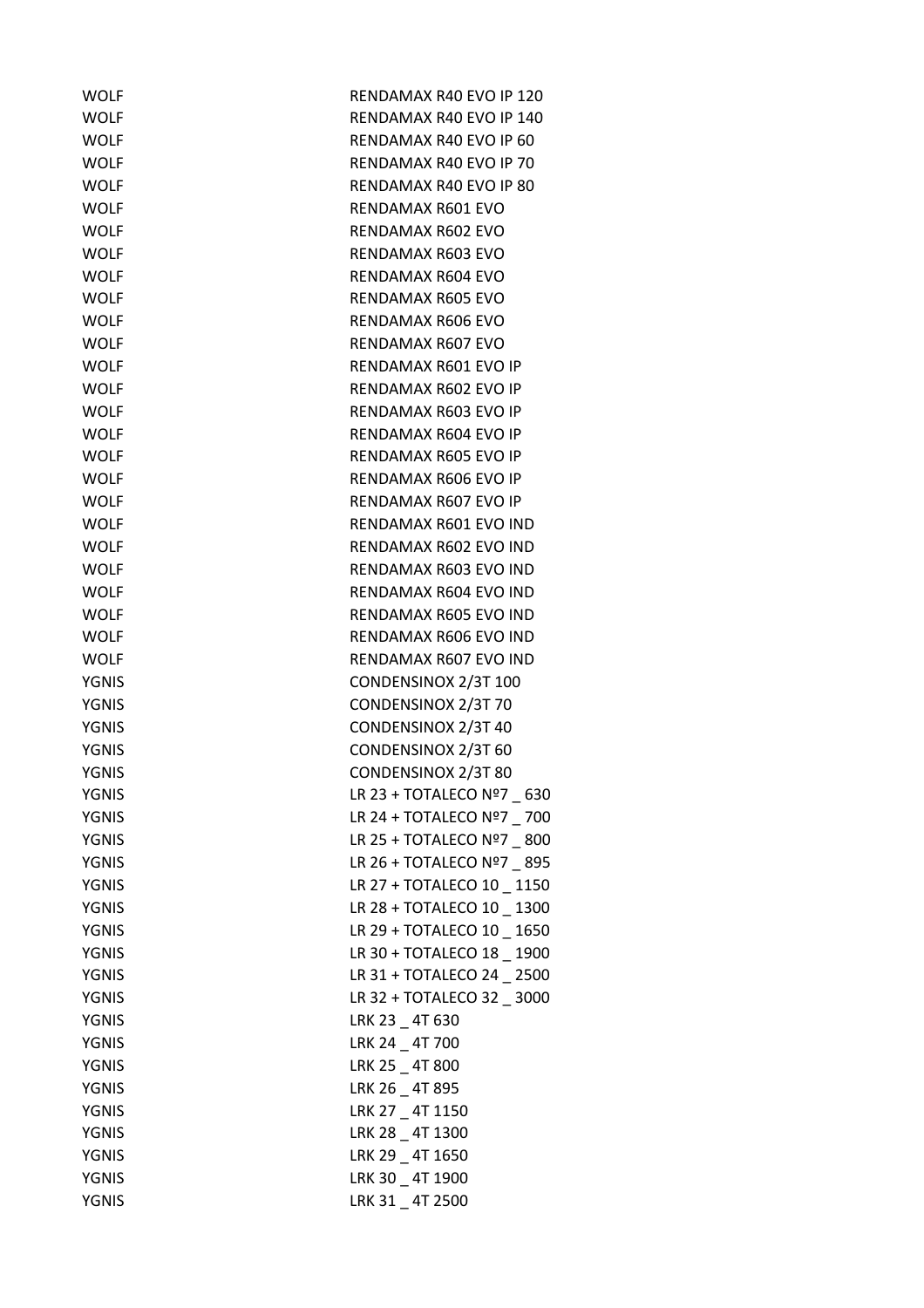| | |
|---|---|
| WOLF | RENDAMAX R40 EVO IP 120 |
| WOLF | RENDAMAX R40 EVO IP 140 |
| WOLF | RENDAMAX R40 EVO IP 60 |
| WOLF | RENDAMAX R40 EVO IP 70 |
| WOLF | RENDAMAX R40 EVO IP 80 |
| WOLF | RENDAMAX R601 EVO |
| WOLF | RENDAMAX R602 EVO |
| WOLF | RENDAMAX R603 EVO |
| WOLF | RENDAMAX R604 EVO |
| WOLF | RENDAMAX R605 EVO |
| WOLF | RENDAMAX R606 EVO |
| WOLF | RENDAMAX R607 EVO |
| WOLF | RENDAMAX R601 EVO IP |
| WOLF | RENDAMAX R602 EVO IP |
| WOLF | RENDAMAX R603 EVO IP |
| WOLF | RENDAMAX R604 EVO IP |
| WOLF | RENDAMAX R605 EVO IP |
| WOLF | RENDAMAX R606 EVO IP |
| WOLF | RENDAMAX R607 EVO IP |
| WOLF | RENDAMAX R601 EVO IND |
| WOLF | RENDAMAX R602 EVO IND |
| WOLF | RENDAMAX R603 EVO IND |
| WOLF | RENDAMAX R604 EVO IND |
| WOLF | RENDAMAX R605 EVO IND |
| WOLF | RENDAMAX R606 EVO IND |
| WOLF | RENDAMAX R607 EVO IND |
| YGNIS | CONDENSINOX 2/3T 100 |
| YGNIS | CONDENSINOX 2/3T 70 |
| YGNIS | CONDENSINOX 2/3T 40 |
| YGNIS | CONDENSINOX 2/3T 60 |
| YGNIS | CONDENSINOX 2/3T 80 |
| YGNIS | LR 23 + TOTALECO Nº7 _ 630 |
| YGNIS | LR 24 + TOTALECO Nº7 _ 700 |
| YGNIS | LR 25 + TOTALECO Nº7 _ 800 |
| YGNIS | LR 26 + TOTALECO Nº7 _ 895 |
| YGNIS | LR 27 + TOTALECO 10 _ 1150 |
| YGNIS | LR 28 + TOTALECO 10 _ 1300 |
| YGNIS | LR 29 + TOTALECO 10 _ 1650 |
| YGNIS | LR 30 + TOTALECO 18 _ 1900 |
| YGNIS | LR 31 + TOTALECO 24 _ 2500 |
| YGNIS | LR 32 + TOTALECO 32 _ 3000 |
| YGNIS | LRK 23 _ 4T 630 |
| YGNIS | LRK 24 _ 4T 700 |
| YGNIS | LRK 25 _ 4T 800 |
| YGNIS | LRK 26 _ 4T 895 |
| YGNIS | LRK 27 _ 4T 1150 |
| YGNIS | LRK 28 _ 4T 1300 |
| YGNIS | LRK 29 _ 4T 1650 |
| YGNIS | LRK 30 _ 4T 1900 |
| YGNIS | LRK 31 _ 4T 2500 |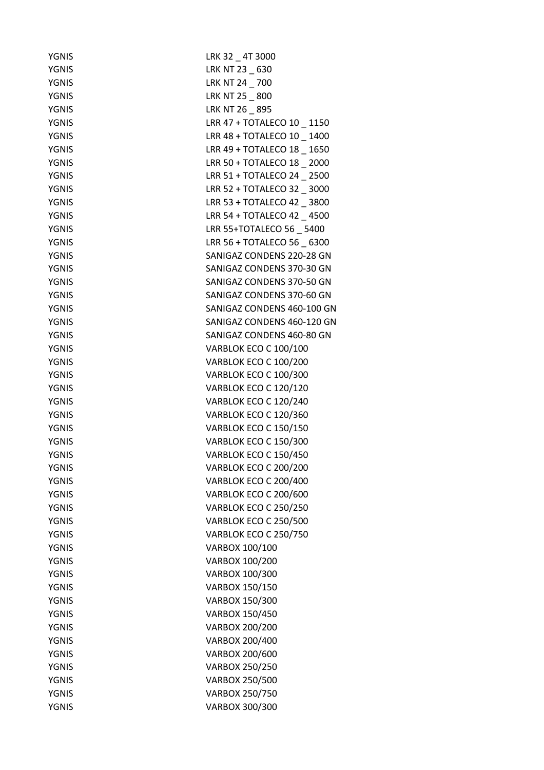| | |
|---|---|
| YGNIS | LRK 32 _ 4T 3000 |
| YGNIS | LRK NT 23 _ 630 |
| YGNIS | LRK NT 24 _ 700 |
| YGNIS | LRK NT 25 _ 800 |
| YGNIS | LRK NT 26 _ 895 |
| YGNIS | LRR 47 + TOTALECO 10 _ 1150 |
| YGNIS | LRR 48 + TOTALECO 10 _ 1400 |
| YGNIS | LRR 49 + TOTALECO 18 _ 1650 |
| YGNIS | LRR 50 + TOTALECO 18 _ 2000 |
| YGNIS | LRR 51 + TOTALECO 24 _ 2500 |
| YGNIS | LRR 52 + TOTALECO 32 _ 3000 |
| YGNIS | LRR 53 + TOTALECO 42 _ 3800 |
| YGNIS | LRR 54 + TOTALECO 42 _ 4500 |
| YGNIS | LRR 55+TOTALECO 56 _ 5400 |
| YGNIS | LRR 56 + TOTALECO 56 _ 6300 |
| YGNIS | SANIGAZ CONDENS 220-28 GN |
| YGNIS | SANIGAZ CONDENS 370-30 GN |
| YGNIS | SANIGAZ CONDENS 370-50 GN |
| YGNIS | SANIGAZ CONDENS 370-60 GN |
| YGNIS | SANIGAZ CONDENS 460-100 GN |
| YGNIS | SANIGAZ CONDENS 460-120 GN |
| YGNIS | SANIGAZ CONDENS 460-80 GN |
| YGNIS | VARBLOK ECO C 100/100 |
| YGNIS | VARBLOK ECO C 100/200 |
| YGNIS | VARBLOK ECO C 100/300 |
| YGNIS | VARBLOK ECO C 120/120 |
| YGNIS | VARBLOK ECO C 120/240 |
| YGNIS | VARBLOK ECO C 120/360 |
| YGNIS | VARBLOK ECO C 150/150 |
| YGNIS | VARBLOK ECO C 150/300 |
| YGNIS | VARBLOK ECO C 150/450 |
| YGNIS | VARBLOK ECO C 200/200 |
| YGNIS | VARBLOK ECO C 200/400 |
| YGNIS | VARBLOK ECO C 200/600 |
| YGNIS | VARBLOK ECO C 250/250 |
| YGNIS | VARBLOK ECO C 250/500 |
| YGNIS | VARBLOK ECO C 250/750 |
| YGNIS | VARBOX 100/100 |
| YGNIS | VARBOX 100/200 |
| YGNIS | VARBOX 100/300 |
| YGNIS | VARBOX 150/150 |
| YGNIS | VARBOX 150/300 |
| YGNIS | VARBOX 150/450 |
| YGNIS | VARBOX 200/200 |
| YGNIS | VARBOX 200/400 |
| YGNIS | VARBOX 200/600 |
| YGNIS | VARBOX 250/250 |
| YGNIS | VARBOX 250/500 |
| YGNIS | VARBOX 250/750 |
| YGNIS | VARBOX 300/300 |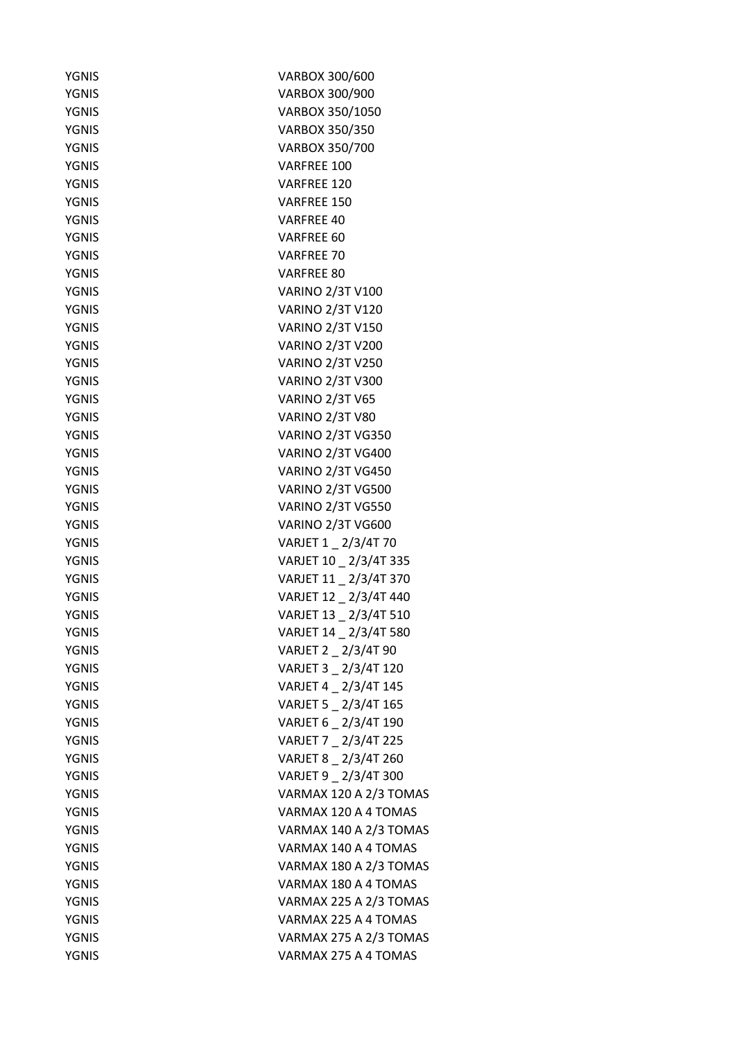| | |
|---|---|
| YGNIS | VARBOX 300/600 |
| YGNIS | VARBOX 300/900 |
| YGNIS | VARBOX 350/1050 |
| YGNIS | VARBOX 350/350 |
| YGNIS | VARBOX 350/700 |
| YGNIS | VARFREE 100 |
| YGNIS | VARFREE 120 |
| YGNIS | VARFREE 150 |
| YGNIS | VARFREE 40 |
| YGNIS | VARFREE 60 |
| YGNIS | VARFREE 70 |
| YGNIS | VARFREE 80 |
| YGNIS | VARINO 2/3T V100 |
| YGNIS | VARINO 2/3T V120 |
| YGNIS | VARINO 2/3T V150 |
| YGNIS | VARINO 2/3T V200 |
| YGNIS | VARINO 2/3T V250 |
| YGNIS | VARINO 2/3T V300 |
| YGNIS | VARINO 2/3T V65 |
| YGNIS | VARINO 2/3T V80 |
| YGNIS | VARINO 2/3T VG350 |
| YGNIS | VARINO 2/3T VG400 |
| YGNIS | VARINO 2/3T VG450 |
| YGNIS | VARINO 2/3T VG500 |
| YGNIS | VARINO 2/3T VG550 |
| YGNIS | VARINO 2/3T VG600 |
| YGNIS | VARJET 1 _ 2/3/4T 70 |
| YGNIS | VARJET 10 _ 2/3/4T 335 |
| YGNIS | VARJET 11 _ 2/3/4T 370 |
| YGNIS | VARJET 12 _ 2/3/4T 440 |
| YGNIS | VARJET 13 _ 2/3/4T 510 |
| YGNIS | VARJET 14 _ 2/3/4T 580 |
| YGNIS | VARJET 2 _ 2/3/4T 90 |
| YGNIS | VARJET 3 _ 2/3/4T 120 |
| YGNIS | VARJET 4 _ 2/3/4T 145 |
| YGNIS | VARJET 5 _ 2/3/4T 165 |
| YGNIS | VARJET 6 _ 2/3/4T 190 |
| YGNIS | VARJET 7 _ 2/3/4T 225 |
| YGNIS | VARJET 8 _ 2/3/4T 260 |
| YGNIS | VARJET 9 _ 2/3/4T 300 |
| YGNIS | VARMAX 120 A 2/3 TOMAS |
| YGNIS | VARMAX 120 A 4 TOMAS |
| YGNIS | VARMAX 140 A 2/3 TOMAS |
| YGNIS | VARMAX 140 A 4 TOMAS |
| YGNIS | VARMAX 180 A 2/3 TOMAS |
| YGNIS | VARMAX 180 A 4 TOMAS |
| YGNIS | VARMAX 225 A 2/3 TOMAS |
| YGNIS | VARMAX 225 A 4 TOMAS |
| YGNIS | VARMAX 275 A 2/3 TOMAS |
| YGNIS | VARMAX 275 A 4 TOMAS |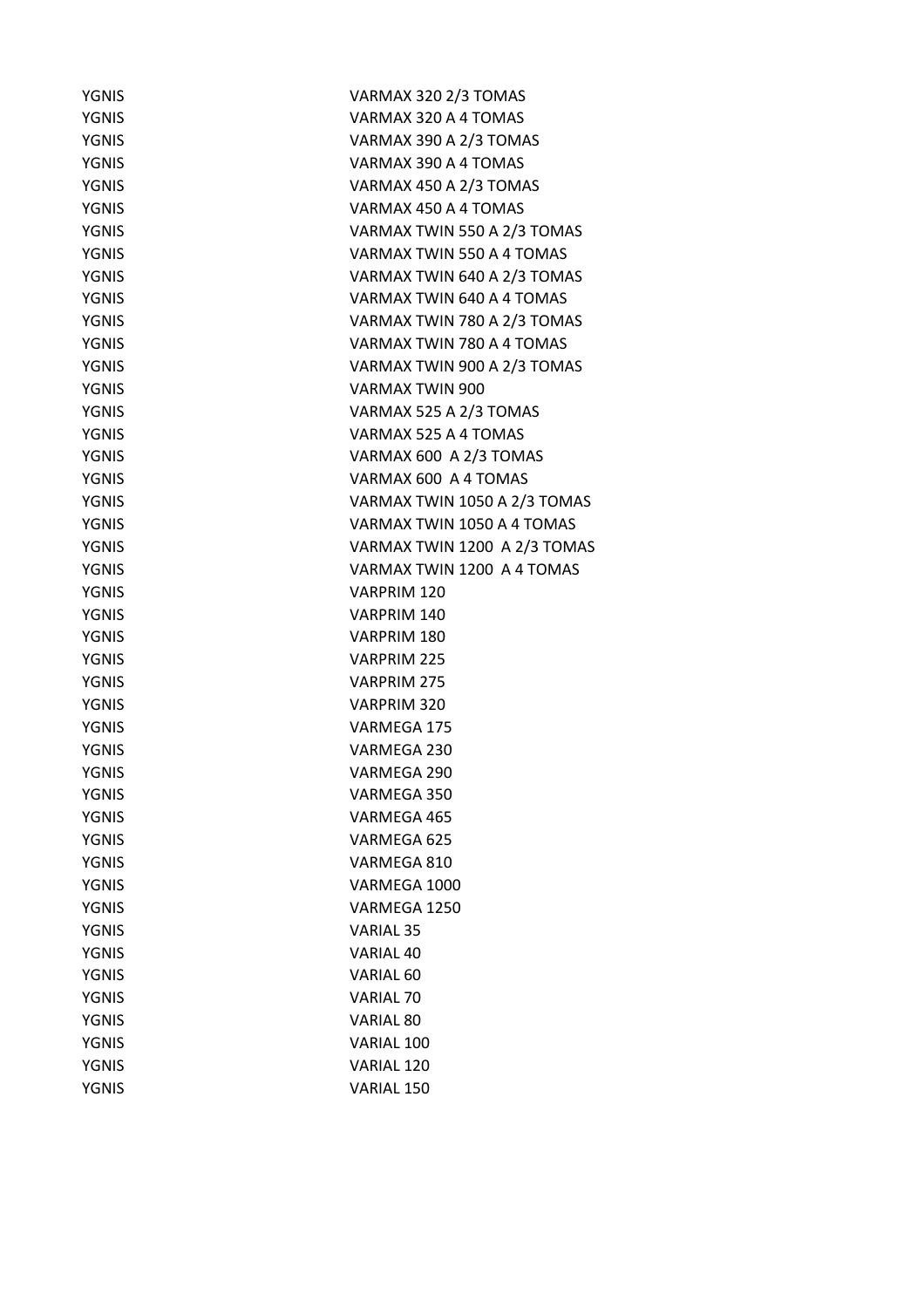| | |
|---|---|
| YGNIS | VARMAX 320 2/3 TOMAS |
| YGNIS | VARMAX 320 A 4 TOMAS |
| YGNIS | VARMAX 390 A 2/3 TOMAS |
| YGNIS | VARMAX 390 A 4 TOMAS |
| YGNIS | VARMAX 450 A 2/3 TOMAS |
| YGNIS | VARMAX 450 A 4 TOMAS |
| YGNIS | VARMAX TWIN 550 A 2/3 TOMAS |
| YGNIS | VARMAX TWIN 550 A 4 TOMAS |
| YGNIS | VARMAX TWIN 640 A 2/3 TOMAS |
| YGNIS | VARMAX TWIN 640 A 4 TOMAS |
| YGNIS | VARMAX TWIN 780 A 2/3 TOMAS |
| YGNIS | VARMAX TWIN 780 A 4 TOMAS |
| YGNIS | VARMAX TWIN 900 A 2/3 TOMAS |
| YGNIS | VARMAX TWIN 900 |
| YGNIS | VARMAX 525 A 2/3 TOMAS |
| YGNIS | VARMAX 525 A 4 TOMAS |
| YGNIS | VARMAX 600 A 2/3 TOMAS |
| YGNIS | VARMAX 600 A 4 TOMAS |
| YGNIS | VARMAX TWIN 1050 A 2/3 TOMAS |
| YGNIS | VARMAX TWIN 1050 A 4 TOMAS |
| YGNIS | VARMAX TWIN 1200 A 2/3 TOMAS |
| YGNIS | VARMAX TWIN 1200 A 4 TOMAS |
| YGNIS | VARPRIM 120 |
| YGNIS | VARPRIM 140 |
| YGNIS | VARPRIM 180 |
| YGNIS | VARPRIM 225 |
| YGNIS | VARPRIM 275 |
| YGNIS | VARPRIM 320 |
| YGNIS | VARMEGA 175 |
| YGNIS | VARMEGA 230 |
| YGNIS | VARMEGA 290 |
| YGNIS | VARMEGA 350 |
| YGNIS | VARMEGA 465 |
| YGNIS | VARMEGA 625 |
| YGNIS | VARMEGA 810 |
| YGNIS | VARMEGA 1000 |
| YGNIS | VARMEGA 1250 |
| YGNIS | VARIAL 35 |
| YGNIS | VARIAL 40 |
| YGNIS | VARIAL 60 |
| YGNIS | VARIAL 70 |
| YGNIS | VARIAL 80 |
| YGNIS | VARIAL 100 |
| YGNIS | VARIAL 120 |
| YGNIS | VARIAL 150 |